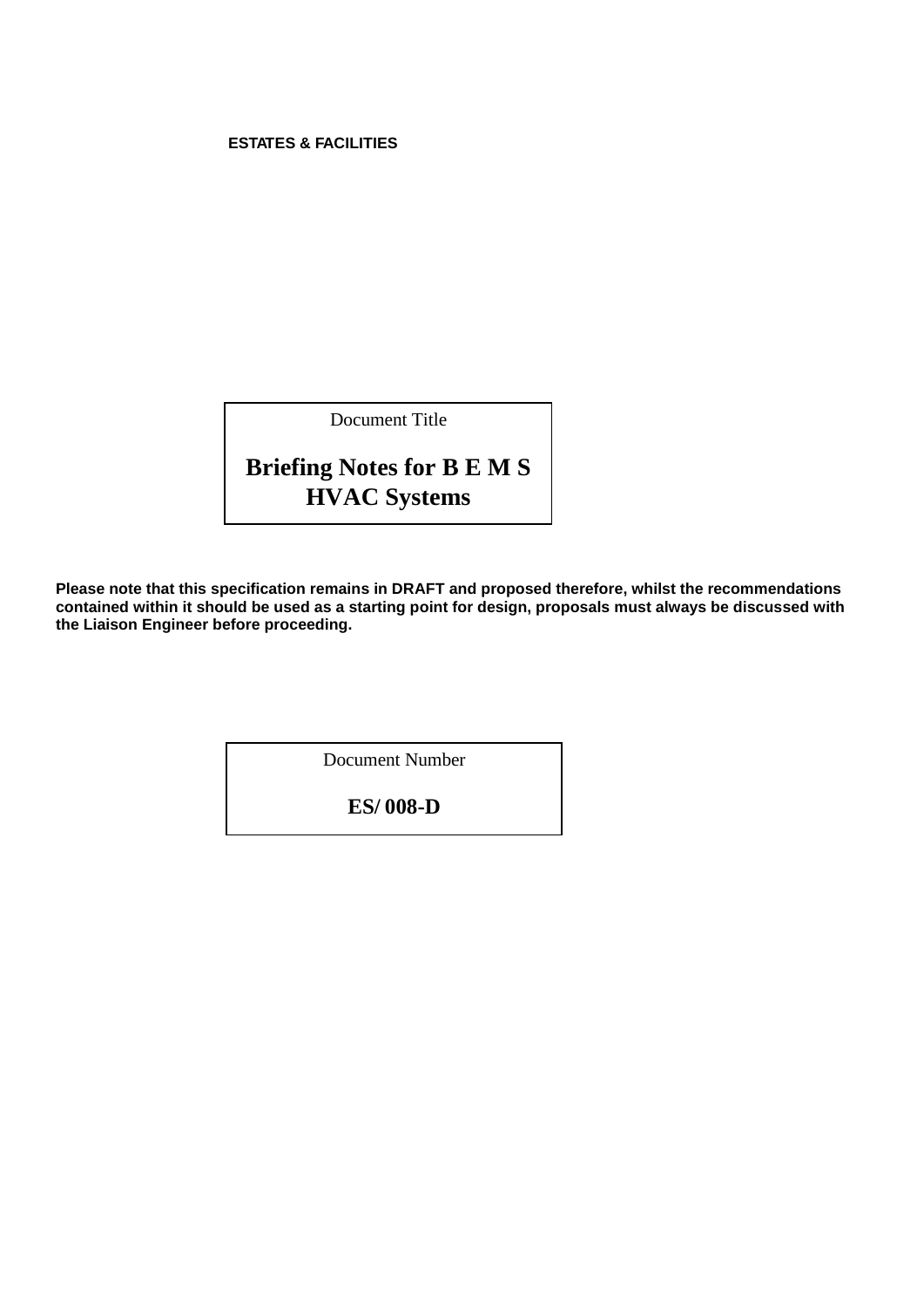**ESTATES & FACILITIES**

Document Title

# Briefing Notes for B E M S HVAC Systems

**Please note that this specification remains in DRAFT and proposed therefore, whilst the recommendations contained within it should be used as a starting point for design, proposals must always be discussed with the Liaison Engineer before proceeding.**

Document Number

**ES/ 008-D**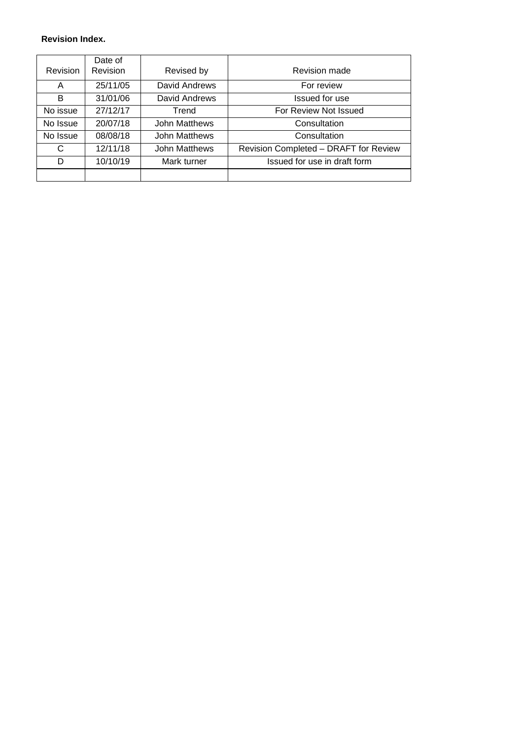**Revision Index.**

| Revision | Date of Revision | Revised by | Revision made |
|---|---|---|---|
| A | 25/11/05 | David Andrews | For review |
| B | 31/01/06 | David Andrews | Issued for use |
| No issue | 27/12/17 | Trend | For Review Not Issued |
| No Issue | 20/07/18 | John Matthews | Consultation |
| No Issue | 08/08/18 | John Matthews | Consultation |
| C | 12/11/18 | John Matthews | Revision Completed – DRAFT for Review |
| D | 10/10/19 | Mark turner | Issued for use in draft form |
| | | | |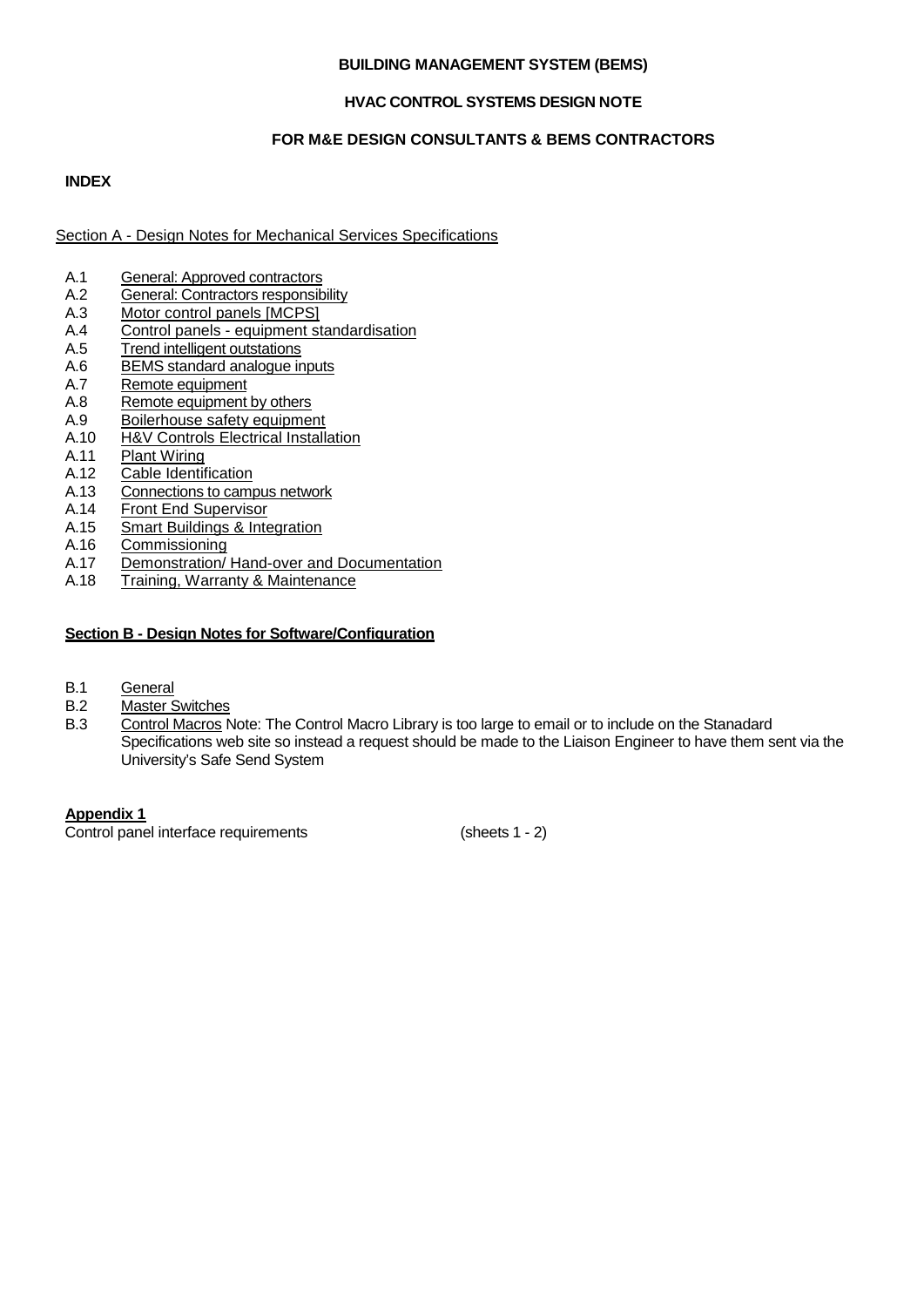**BUILDING MANAGEMENT SYSTEM (BEMS)**

**HVAC CONTROL SYSTEMS DESIGN NOTE**

**FOR M&E DESIGN CONSULTANTS & BEMS CONTRACTORS**

**INDEX**

Section A - Design Notes for Mechanical Services Specifications

- A.1 General: Approved contractors
- A.2 General: Contractors responsibility
- A.3 Motor control panels [MCPS]
- A.4 Control panels - equipment standardisation
- A.5 Trend intelligent outstations
- A.6 BEMS standard analogue inputs
- A.7 Remote equipment
- A.8 Remote equipment by others
- A.9 Boilerhouse safety equipment
- A.10 H&V Controls Electrical Installation
- A.11 Plant Wiring
- A.12 Cable Identification
- A.13 Connections to campus network
- A.14 Front End Supervisor
- A.15 Smart Buildings & Integration
- A.16 Commissioning
- A.17 Demonstration/ Hand-over and Documentation
- A.18 Training, Warranty & Maintenance

**Section B - Design Notes for Software/Configuration**

- B.1 General
- B.2 Master Switches
- B.3 Control Macros Note: The Control Macro Library is too large to email or to include on the Stanadard Specifications web site so instead a request should be made to the Liaison Engineer to have them sent via the University's Safe Send System

**Appendix 1**

Control panel interface requirements (sheets 1 - 2)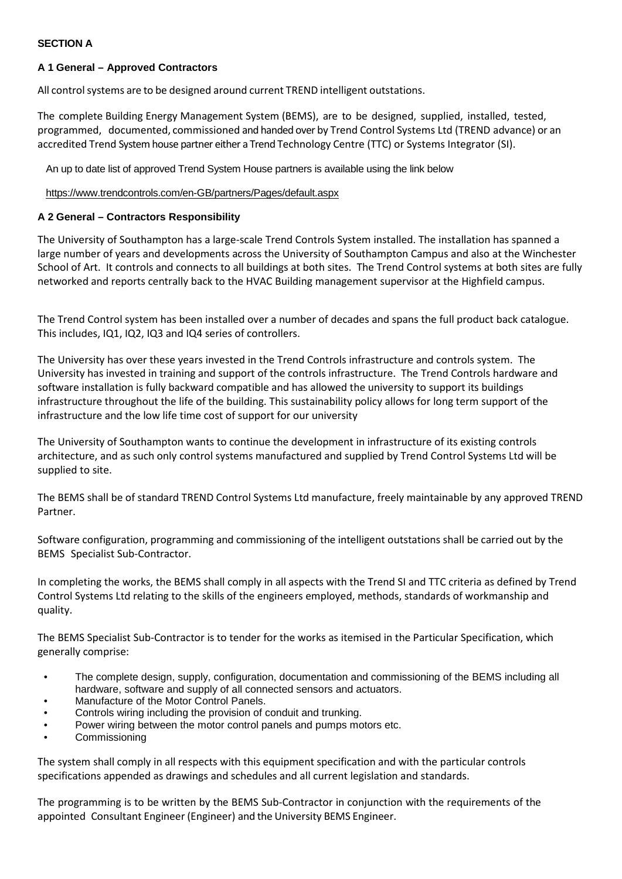**SECTION A**

**A 1 General – Approved Contractors**

All control systems are to be designed around current TREND intelligent outstations.

The complete Building Energy Management System (BEMS), are to be designed, supplied, installed, tested, programmed, documented, commissioned and handed over by Trend Control Systems Ltd (TREND advance) or an accredited Trend System house partner either a Trend Technology Centre (TTC) or Systems Integrator (SI).

An up to date list of approved Trend System House partners is available using the link below

https://www.trendcontrols.com/en-GB/partners/Pages/default.aspx

**A 2 General – Contractors Responsibility**

The University of Southampton has a large-scale Trend Controls System installed. The installation has spanned a large number of years and developments across the University of Southampton Campus and also at the Winchester School of Art. It controls and connects to all buildings at both sites. The Trend Control systems at both sites are fully networked and reports centrally back to the HVAC Building management supervisor at the Highfield campus.

The Trend Control system has been installed over a number of decades and spans the full product back catalogue. This includes, IQ1, IQ2, IQ3 and IQ4 series of controllers.

The University has over these years invested in the Trend Controls infrastructure and controls system. The University has invested in training and support of the controls infrastructure. The Trend Controls hardware and software installation is fully backward compatible and has allowed the university to support its buildings infrastructure throughout the life of the building. This sustainability policy allows for long term support of the infrastructure and the low life time cost of support for our university

The University of Southampton wants to continue the development in infrastructure of its existing controls architecture, and as such only control systems manufactured and supplied by Trend Control Systems Ltd will be supplied to site.

The BEMS shall be of standard TREND Control Systems Ltd manufacture, freely maintainable by any approved TREND Partner.

Software configuration, programming and commissioning of the intelligent outstations shall be carried out by the BEMS Specialist Sub-Contractor.

In completing the works, the BEMS shall comply in all aspects with the Trend SI and TTC criteria as defined by Trend Control Systems Ltd relating to the skills of the engineers employed, methods, standards of workmanship and quality.

The BEMS Specialist Sub-Contractor is to tender for the works as itemised in the Particular Specification, which generally comprise:

- The complete design, supply, configuration, documentation and commissioning of the BEMS including all hardware, software and supply of all connected sensors and actuators.
- Manufacture of the Motor Control Panels.
- Controls wiring including the provision of conduit and trunking.
- Power wiring between the motor control panels and pumps motors etc.
- Commissioning

The system shall comply in all respects with this equipment specification and with the particular controls specifications appended as drawings and schedules and all current legislation and standards.

The programming is to be written by the BEMS Sub-Contractor in conjunction with the requirements of the appointed Consultant Engineer (Engineer) and the University BEMS Engineer.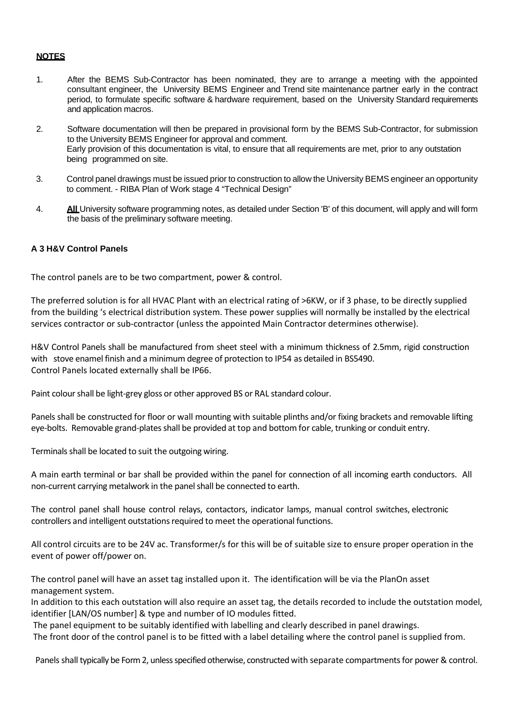**NOTES**

1. After the BEMS Sub-Contractor has been nominated, they are to arrange a meeting with the appointed consultant engineer, the University BEMS Engineer and Trend site maintenance partner early in the contract period, to formulate specific software & hardware requirement, based on the University Standard requirements and application macros.

2. Software documentation will then be prepared in provisional form by the BEMS Sub-Contractor, for submission to the University BEMS Engineer for approval and comment.
   Early provision of this documentation is vital, to ensure that all requirements are met, prior to any outstation being programmed on site.

3. Control panel drawings must be issued prior to construction to allow the University BEMS engineer an opportunity to comment. - RIBA Plan of Work stage 4 "Technical Design"

4. **All** University software programming notes, as detailed under Section 'B' of this document, will apply and will form the basis of the preliminary software meeting.

**A 3 H&V Control Panels**

The control panels are to be two compartment, power & control.

The preferred solution is for all HVAC Plant with an electrical rating of >6KW, or if 3 phase, to be directly supplied from the building 's electrical distribution system. These power supplies will normally be installed by the electrical services contractor or sub-contractor (unless the appointed Main Contractor determines otherwise).

H&V Control Panels shall be manufactured from sheet steel with a minimum thickness of 2.5mm, rigid construction with stove enamel finish and a minimum degree of protection to IP54 as detailed in BS5490.
Control Panels located externally shall be IP66.

Paint colour shall be light-grey gloss or other approved BS or RAL standard colour.

Panels shall be constructed for floor or wall mounting with suitable plinths and/or fixing brackets and removable lifting eye-bolts. Removable grand-plates shall be provided at top and bottom for cable, trunking or conduit entry.

Terminals shall be located to suit the outgoing wiring.

A main earth terminal or bar shall be provided within the panel for connection of all incoming earth conductors. All non-current carrying metalwork in the panel shall be connected to earth.

The control panel shall house control relays, contactors, indicator lamps, manual control switches, electronic controllers and intelligent outstations required to meet the operational functions.

All control circuits are to be 24V ac. Transformer/s for this will be of suitable size to ensure proper operation in the event of power off/power on.

The control panel will have an asset tag installed upon it. The identification will be via the PlanOn asset management system.
In addition to this each outstation will also require an asset tag, the details recorded to include the outstation model, identifier [LAN/OS number] & type and number of IO modules fitted.
The panel equipment to be suitably identified with labelling and clearly described in panel drawings.
The front door of the control panel is to be fitted with a label detailing where the control panel is supplied from.

Panels shall typically be Form 2, unless specified otherwise, constructed with separate compartments for power & control.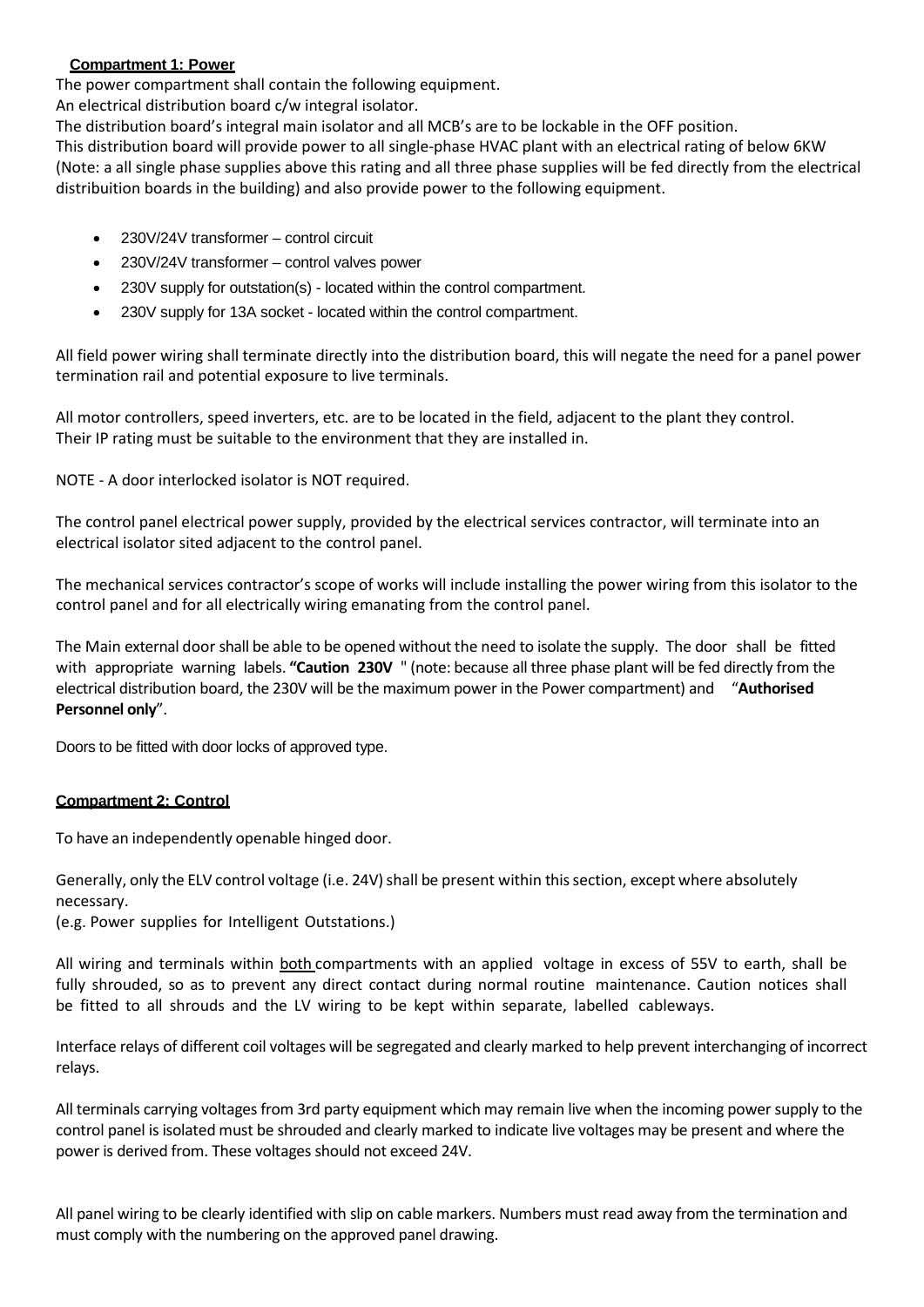**Compartment 1: Power**

The power compartment shall contain the following equipment.

An electrical distribution board c/w integral isolator.

The distribution board's integral main isolator and all MCB's are to be lockable in the OFF position.

This distribution board will provide power to all single-phase HVAC plant with an electrical rating of below 6KW (Note: a all single phase supplies above this rating and all three phase supplies will be fed directly from the electrical distribuition boards in the building) and also provide power to the following equipment.

- 230V/24V transformer – control circuit
- 230V/24V transformer – control valves power
- 230V supply for outstation(s) - located within the control compartment.
- 230V supply for 13A socket - located within the control compartment.

All field power wiring shall terminate directly into the distribution board, this will negate the need for a panel power termination rail and potential exposure to live terminals.

All motor controllers, speed inverters, etc. are to be located in the field, adjacent to the plant they control. Their IP rating must be suitable to the environment that they are installed in.

NOTE - A door interlocked isolator is NOT required.

The control panel electrical power supply, provided by the electrical services contractor, will terminate into an electrical isolator sited adjacent to the control panel.

The mechanical services contractor's scope of works will include installing the power wiring from this isolator to the control panel and for all electrically wiring emanating from the control panel.

The Main external door shall be able to be opened without the need to isolate the supply. The door shall be fitted with appropriate warning labels. **"Caution 230V** " (note: because all three phase plant will be fed directly from the electrical distribution board, the 230V will be the maximum power in the Power compartment) and "**Authorised Personnel only**".

Doors to be fitted with door locks of approved type.

**Compartment 2: Control**

To have an independently openable hinged door.

Generally, only the ELV control voltage (i.e. 24V) shall be present within this section, except where absolutely necessary.

(e.g. Power supplies for Intelligent Outstations.)

All wiring and terminals within both compartments with an applied voltage in excess of 55V to earth, shall be fully shrouded, so as to prevent any direct contact during normal routine maintenance. Caution notices shall be fitted to all shrouds and the LV wiring to be kept within separate, labelled cableways.

Interface relays of different coil voltages will be segregated and clearly marked to help prevent interchanging of incorrect relays.

All terminals carrying voltages from 3rd party equipment which may remain live when the incoming power supply to the control panel is isolated must be shrouded and clearly marked to indicate live voltages may be present and where the power is derived from. These voltages should not exceed 24V.

All panel wiring to be clearly identified with slip on cable markers. Numbers must read away from the termination and must comply with the numbering on the approved panel drawing.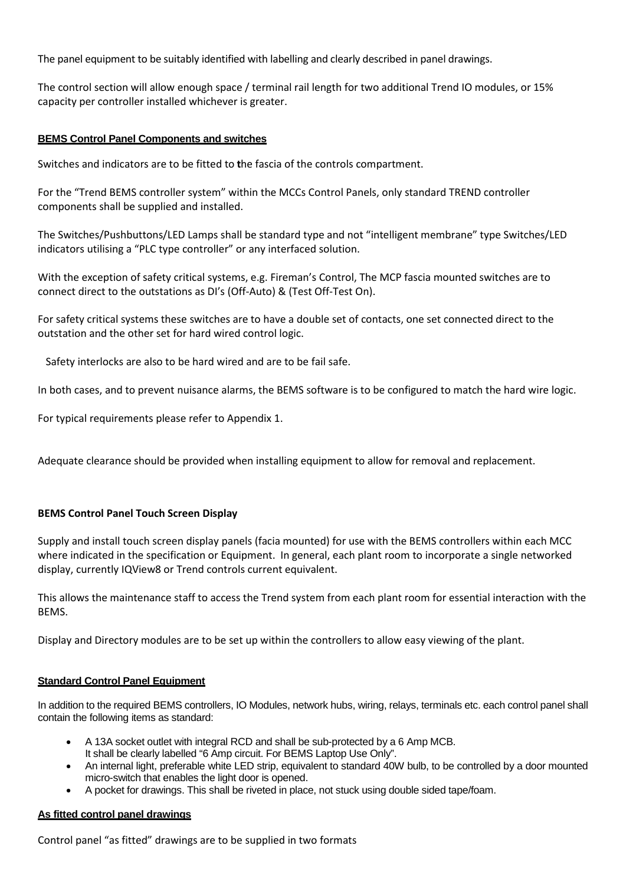The panel equipment to be suitably identified with labelling and clearly described in panel drawings.

The control section will allow enough space / terminal rail length for two additional Trend IO modules, or 15% capacity per controller installed whichever is greater.

**BEMS Control Panel Components and switches**

Switches and indicators are to be fitted to the fascia of the controls compartment.

For the "Trend BEMS controller system" within the MCCs Control Panels, only standard TREND controller components shall be supplied and installed.

The Switches/Pushbuttons/LED Lamps shall be standard type and not "intelligent membrane" type Switches/LED indicators utilising a "PLC type controller" or any interfaced solution.

With the exception of safety critical systems, e.g. Fireman's Control, The MCP fascia mounted switches are to connect direct to the outstations as DI's (Off-Auto) & (Test Off-Test On).

For safety critical systems these switches are to have a double set of contacts, one set connected direct to the outstation and the other set for hard wired control logic.

Safety interlocks are also to be hard wired and are to be fail safe.

In both cases, and to prevent nuisance alarms, the BEMS software is to be configured to match the hard wire logic.

For typical requirements please refer to Appendix 1.

Adequate clearance should be provided when installing equipment to allow for removal and replacement.

**BEMS Control Panel Touch Screen Display**

Supply and install touch screen display panels (facia mounted) for use with the BEMS controllers within each MCC where indicated in the specification or Equipment. In general, each plant room to incorporate a single networked display, currently IQView8 or Trend controls current equivalent.

This allows the maintenance staff to access the Trend system from each plant room for essential interaction with the BEMS.

Display and Directory modules are to be set up within the controllers to allow easy viewing of the plant.

**Standard Control Panel Equipment**

In addition to the required BEMS controllers, IO Modules, network hubs, wiring, relays, terminals etc. each control panel shall contain the following items as standard:

- A 13A socket outlet with integral RCD and shall be sub-protected by a 6 Amp MCB.
  It shall be clearly labelled "6 Amp circuit. For BEMS Laptop Use Only".
- An internal light, preferable white LED strip, equivalent to standard 40W bulb, to be controlled by a door mounted micro-switch that enables the light door is opened.
- A pocket for drawings. This shall be riveted in place, not stuck using double sided tape/foam.

**As fitted control panel drawings**

Control panel "as fitted" drawings are to be supplied in two formats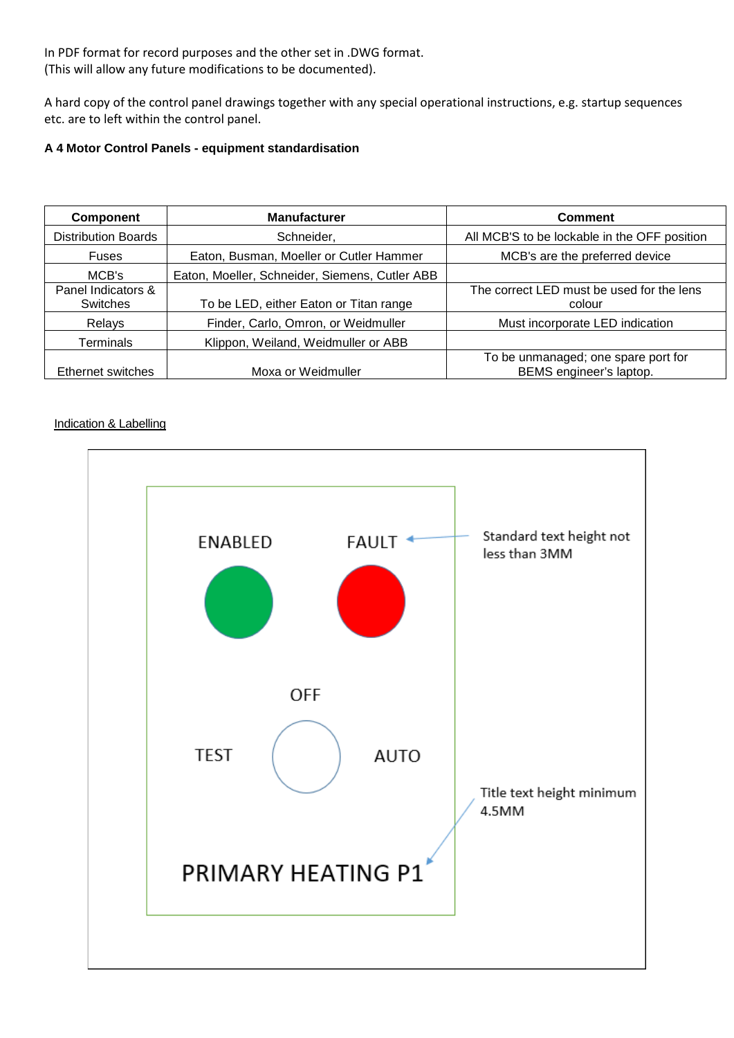In PDF format for record purposes and the other set in .DWG format.
(This will allow any future modifications to be documented).

A hard copy of the control panel drawings together with any special operational instructions, e.g. startup sequences etc. are to left within the control panel.

**A 4 Motor Control Panels - equipment standardisation**

| Component | Manufacturer | Comment |
|---|---|---|
| Distribution Boards | Schneider, | All MCB'S to be lockable in the OFF position |
| Fuses | Eaton, Busman, Moeller or Cutler Hammer | MCB's are the preferred device |
| MCB's | Eaton, Moeller, Schneider, Siemens, Cutler ABB | |
| Panel Indicators & Switches | To be LED, either Eaton or Titan range | The correct LED must be used for the lens colour |
| Relays | Finder, Carlo, Omron, or Weidmuller | Must incorporate LED indication |
| Terminals | Klippon, Weiland, Weidmuller or ABB | |
| Ethernet switches | Moxa or Weidmuller | To be unmanaged; one spare port for BEMS engineer's laptop. |

Indication & Labelling

ENABLED FAULT

Standard text height not less than 3MM

OFF

TEST AUTO

Title text height minimum 4.5MM

PRIMARY HEATING P1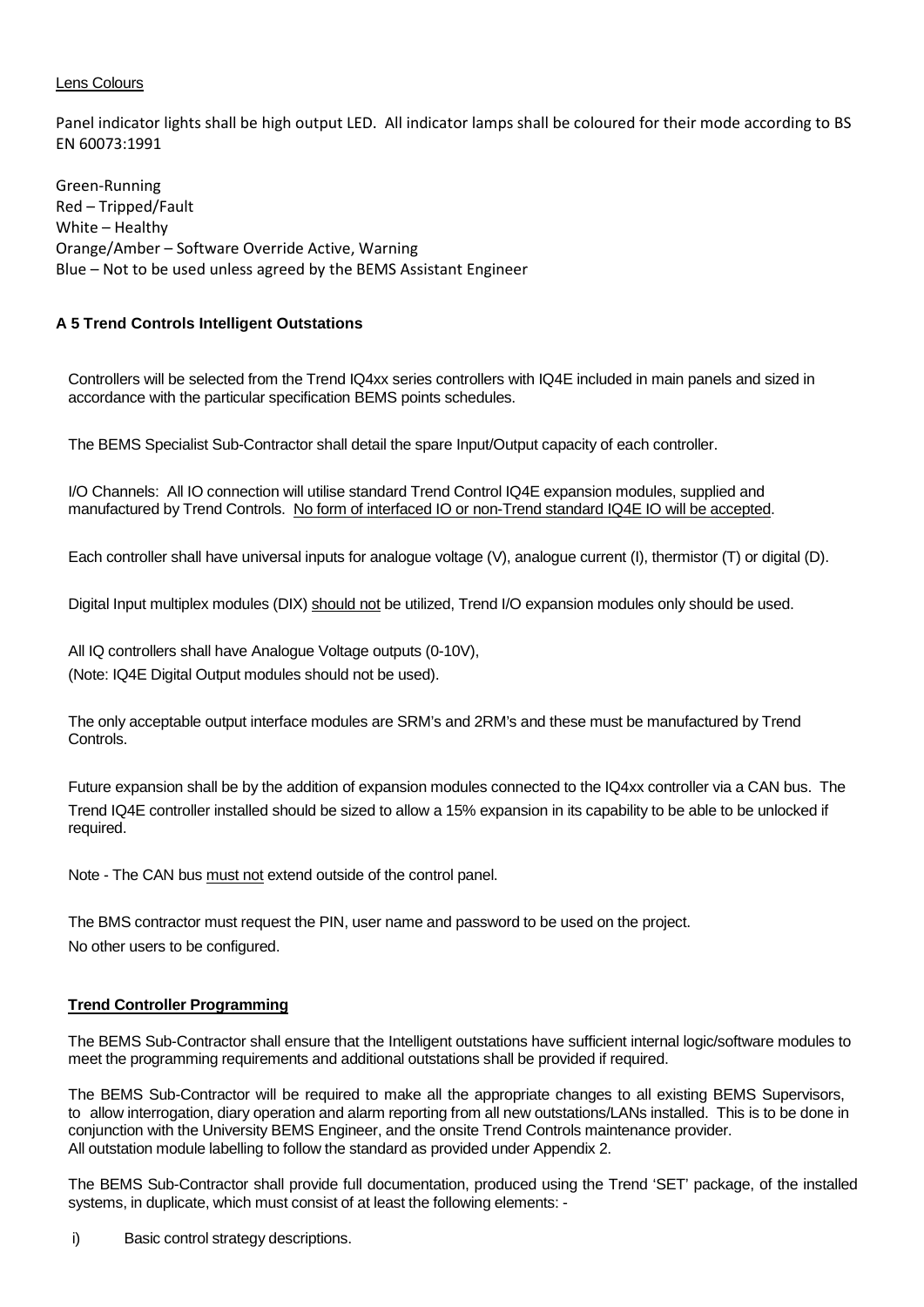Lens Colours

Panel indicator lights shall be high output LED. All indicator lamps shall be coloured for their mode according to BS EN 60073:1991

Green-Running
Red – Tripped/Fault
White – Healthy
Orange/Amber – Software Override Active, Warning
Blue – Not to be used unless agreed by the BEMS Assistant Engineer

### A 5 Trend Controls Intelligent Outstations

Controllers will be selected from the Trend IQ4xx series controllers with IQ4E included in main panels and sized in accordance with the particular specification BEMS points schedules.

The BEMS Specialist Sub-Contractor shall detail the spare Input/Output capacity of each controller.

I/O Channels: All IO connection will utilise standard Trend Control IQ4E expansion modules, supplied and manufactured by Trend Controls. No form of interfaced IO or non-Trend standard IQ4E IO will be accepted.

Each controller shall have universal inputs for analogue voltage (V), analogue current (I), thermistor (T) or digital (D).

Digital Input multiplex modules (DIX) should not be utilized, Trend I/O expansion modules only should be used.

All IQ controllers shall have Analogue Voltage outputs (0-10V),
(Note: IQ4E Digital Output modules should not be used).

The only acceptable output interface modules are SRM's and 2RM's and these must be manufactured by Trend Controls.

Future expansion shall be by the addition of expansion modules connected to the IQ4xx controller via a CAN bus. The Trend IQ4E controller installed should be sized to allow a 15% expansion in its capability to be able to be unlocked if required.

Note - The CAN bus must not extend outside of the control panel.

The BMS contractor must request the PIN, user name and password to be used on the project.
No other users to be configured.

**Trend Controller Programming**

The BEMS Sub-Contractor shall ensure that the Intelligent outstations have sufficient internal logic/software modules to meet the programming requirements and additional outstations shall be provided if required.

The BEMS Sub-Contractor will be required to make all the appropriate changes to all existing BEMS Supervisors, to allow interrogation, diary operation and alarm reporting from all new outstations/LANs installed. This is to be done in conjunction with the University BEMS Engineer, and the onsite Trend Controls maintenance provider.
All outstation module labelling to follow the standard as provided under Appendix 2.

The BEMS Sub-Contractor shall provide full documentation, produced using the Trend 'SET' package, of the installed systems, in duplicate, which must consist of at least the following elements: -

i) Basic control strategy descriptions.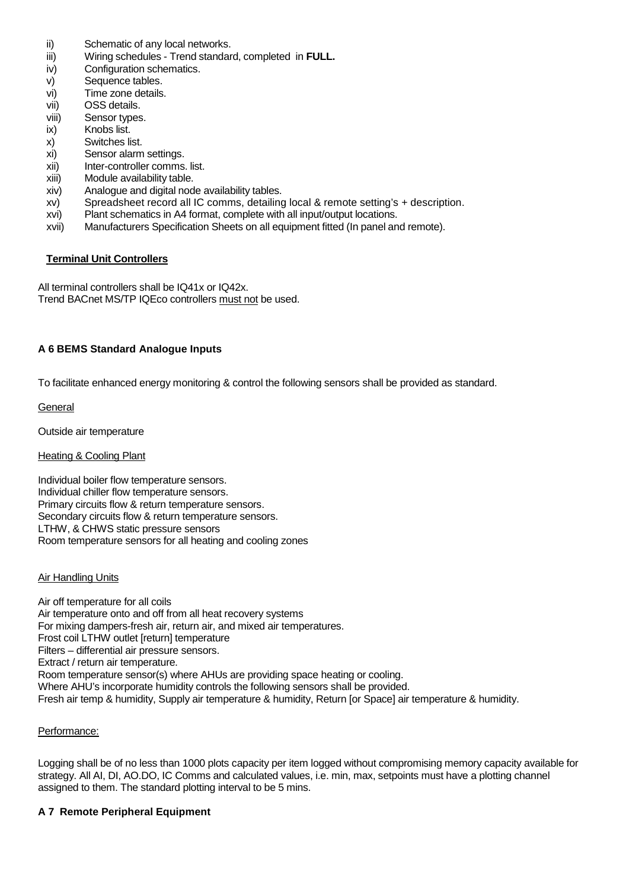ii) Schematic of any local networks.
iii) Wiring schedules - Trend standard, completed in **FULL.**
iv) Configuration schematics.
v) Sequence tables.
vi) Time zone details.
vii) OSS details.
viii) Sensor types.
ix) Knobs list.
x) Switches list.
xi) Sensor alarm settings.
xii) Inter-controller comms. list.
xiii) Module availability table.
xiv) Analogue and digital node availability tables.
xv) Spreadsheet record all IC comms, detailing local & remote setting's + description.
xvi) Plant schematics in A4 format, complete with all input/output locations.
xvii) Manufacturers Specification Sheets on all equipment fitted (In panel and remote).

**Terminal Unit Controllers**

All terminal controllers shall be IQ41x or IQ42x.
Trend BACnet MS/TP IQEco controllers must not be used.

### A 6 BEMS Standard Analogue Inputs

To facilitate enhanced energy monitoring & control the following sensors shall be provided as standard.

General

Outside air temperature

Heating & Cooling Plant

Individual boiler flow temperature sensors.
Individual chiller flow temperature sensors.
Primary circuits flow & return temperature sensors.
Secondary circuits flow & return temperature sensors.
LTHW, & CHWS static pressure sensors
Room temperature sensors for all heating and cooling zones

Air Handling Units

Air off temperature for all coils
Air temperature onto and off from all heat recovery systems
For mixing dampers-fresh air, return air, and mixed air temperatures.
Frost coil LTHW outlet [return] temperature
Filters – differential air pressure sensors.
Extract / return air temperature.
Room temperature sensor(s) where AHUs are providing space heating or cooling.
Where AHU's incorporate humidity controls the following sensors shall be provided.
Fresh air temp & humidity, Supply air temperature & humidity, Return [or Space] air temperature & humidity.

Performance:

Logging shall be of no less than 1000 plots capacity per item logged without compromising memory capacity available for strategy. All AI, DI, AO.DO, IC Comms and calculated values, i.e. min, max, setpoints must have a plotting channel assigned to them. The standard plotting interval to be 5 mins.

### A 7 Remote Peripheral Equipment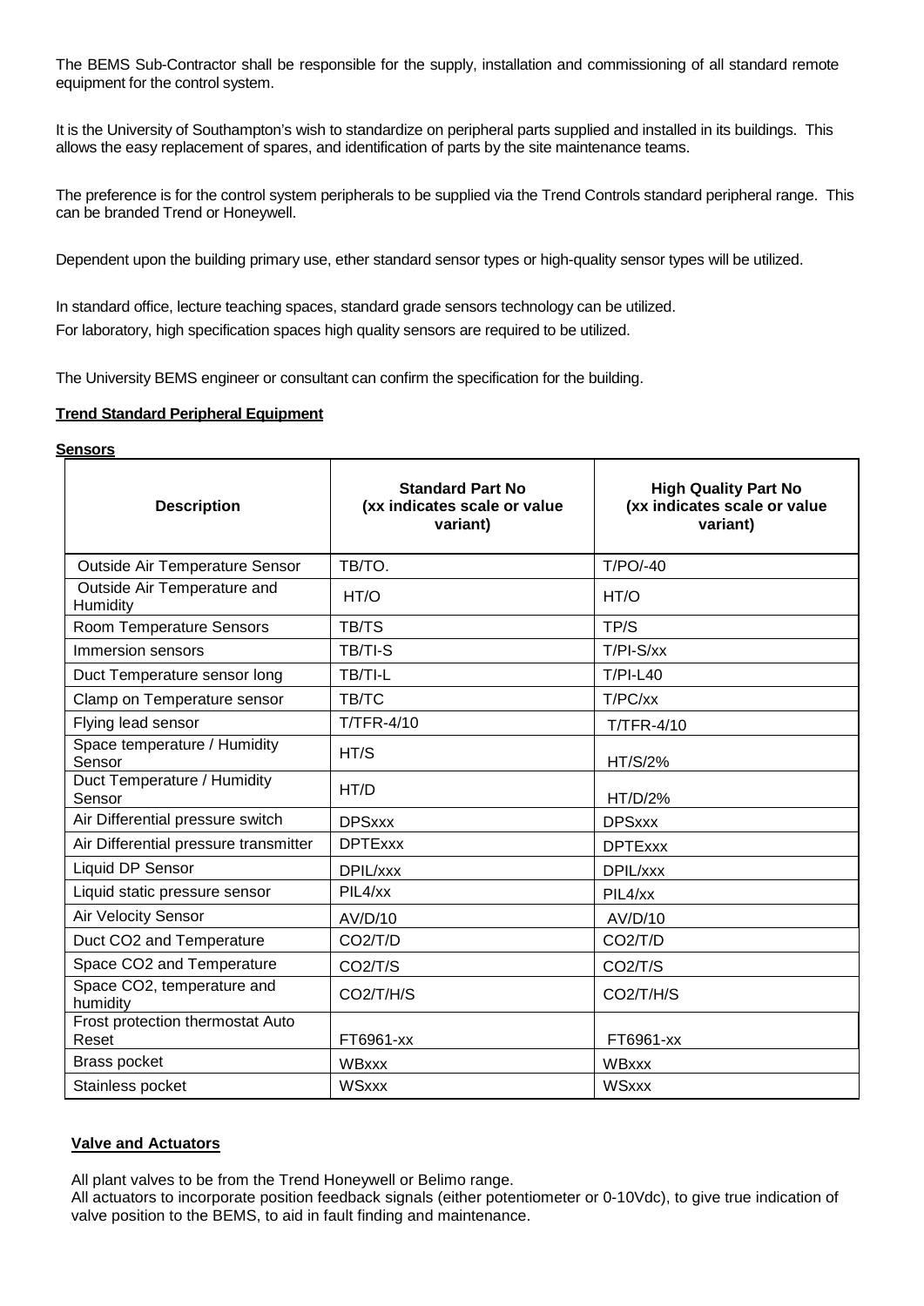The BEMS Sub-Contractor shall be responsible for the supply, installation and commissioning of all standard remote equipment for the control system.

It is the University of Southampton's wish to standardize on peripheral parts supplied and installed in its buildings. This allows the easy replacement of spares, and identification of parts by the site maintenance teams.

The preference is for the control system peripherals to be supplied via the Trend Controls standard peripheral range. This can be branded Trend or Honeywell.

Dependent upon the building primary use, ether standard sensor types or high-quality sensor types will be utilized.

In standard office, lecture teaching spaces, standard grade sensors technology can be utilized.
For laboratory, high specification spaces high quality sensors are required to be utilized.

The University BEMS engineer or consultant can confirm the specification for the building.

**Trend Standard Peripheral Equipment**

**Sensors**

| Description | Standard Part No (xx indicates scale or value variant) | High Quality Part No (xx indicates scale or value variant) |
|---|---|---|
| Outside Air Temperature Sensor | TB/TO. | T/PO/-40 |
| Outside Air Temperature and Humidity | HT/O | HT/O |
| Room Temperature Sensors | TB/TS | TP/S |
| Immersion sensors | TB/TI-S | T/PI-S/xx |
| Duct Temperature sensor long | TB/TI-L | T/PI-L40 |
| Clamp on Temperature sensor | TB/TC | T/PC/xx |
| Flying lead sensor | T/TFR-4/10 | T/TFR-4/10 |
| Space temperature / Humidity Sensor | HT/S | HT/S/2% |
| Duct Temperature / Humidity Sensor | HT/D | HT/D/2% |
| Air Differential pressure switch | DPSxxx | DPSxxx |
| Air Differential pressure transmitter | DPTExxx | DPTExxx |
| Liquid DP Sensor | DPIL/xxx | DPIL/xxx |
| Liquid static pressure sensor | PIL4/xx | PIL4/xx |
| Air Velocity Sensor | AV/D/10 | AV/D/10 |
| Duct CO2 and Temperature | CO2/T/D | CO2/T/D |
| Space CO2 and Temperature | CO2/T/S | CO2/T/S |
| Space CO2, temperature and humidity | CO2/T/H/S | CO2/T/H/S |
| Frost protection thermostat Auto Reset | FT6961-xx | FT6961-xx |
| Brass pocket | WBxxx | WBxxx |
| Stainless pocket | WSxxx | WSxxx |

**Valve and Actuators**

All plant valves to be from the Trend Honeywell or Belimo range.
All actuators to incorporate position feedback signals (either potentiometer or 0-10Vdc), to give true indication of valve position to the BEMS, to aid in fault finding and maintenance.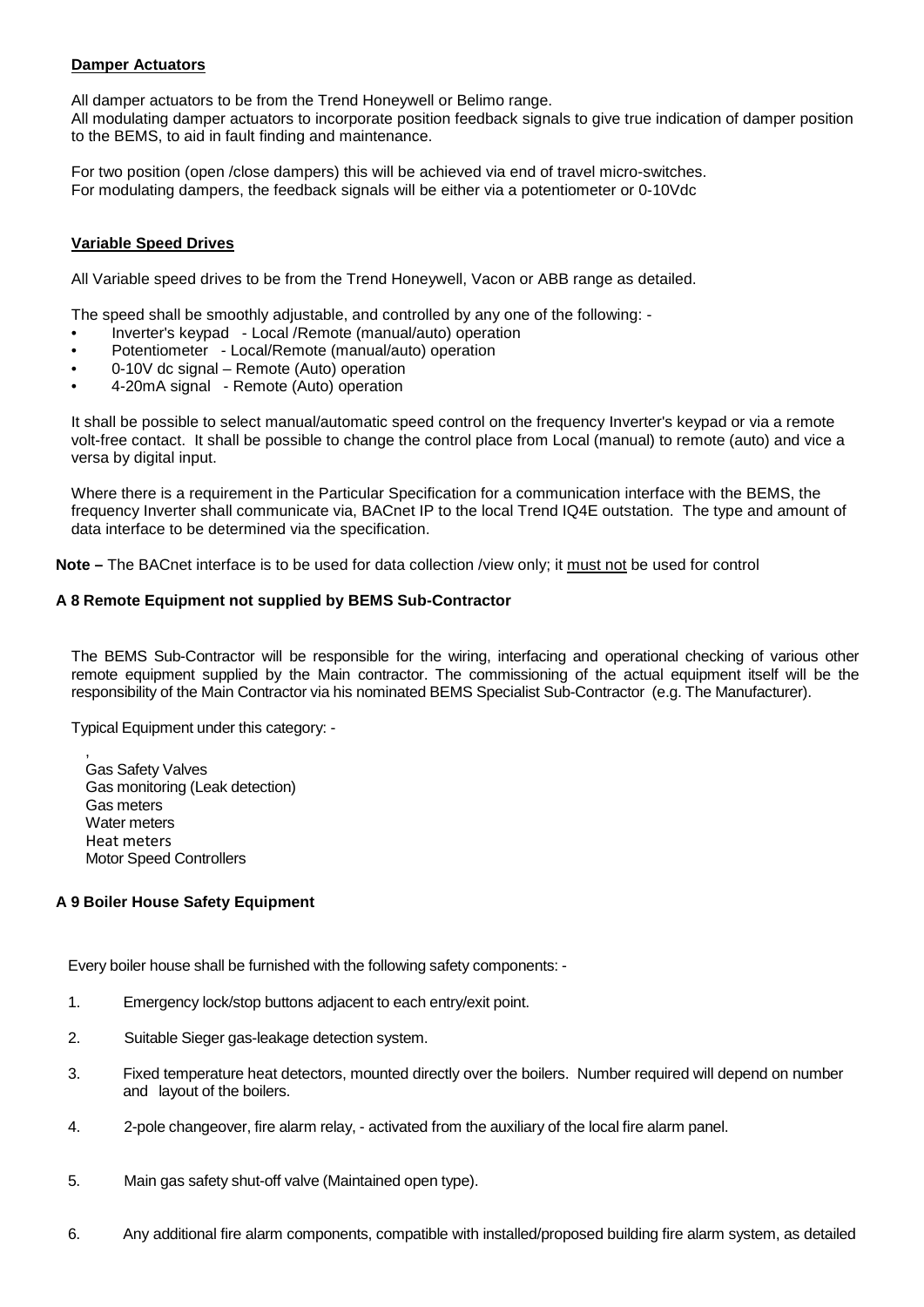**Damper Actuators**

All damper actuators to be from the Trend Honeywell or Belimo range.
All modulating damper actuators to incorporate position feedback signals to give true indication of damper position to the BEMS, to aid in fault finding and maintenance.

For two position (open /close dampers) this will be achieved via end of travel micro-switches.
For modulating dampers, the feedback signals will be either via a potentiometer or 0-10Vdc

**Variable Speed Drives**

All Variable speed drives to be from the Trend Honeywell, Vacon or ABB range as detailed.

The speed shall be smoothly adjustable, and controlled by any one of the following: -

- Inverter's keypad - Local /Remote (manual/auto) operation
- Potentiometer - Local/Remote (manual/auto) operation
- 0-10V dc signal – Remote (Auto) operation
- 4-20mA signal - Remote (Auto) operation

It shall be possible to select manual/automatic speed control on the frequency Inverter's keypad or via a remote volt-free contact. It shall be possible to change the control place from Local (manual) to remote (auto) and vice a versa by digital input.

Where there is a requirement in the Particular Specification for a communication interface with the BEMS, the frequency Inverter shall communicate via, BACnet IP to the local Trend IQ4E outstation. The type and amount of data interface to be determined via the specification.

**Note –** The BACnet interface is to be used for data collection /view only; it must not be used for control

**A 8 Remote Equipment not supplied by BEMS Sub-Contractor**

The BEMS Sub-Contractor will be responsible for the wiring, interfacing and operational checking of various other remote equipment supplied by the Main contractor. The commissioning of the actual equipment itself will be the responsibility of the Main Contractor via his nominated BEMS Specialist Sub-Contractor (e.g. The Manufacturer).

Typical Equipment under this category: -

,
Gas Safety Valves
Gas monitoring (Leak detection)
Gas meters
Water meters
Heat meters
Motor Speed Controllers

**A 9 Boiler House Safety Equipment**

Every boiler house shall be furnished with the following safety components: -

1. Emergency lock/stop buttons adjacent to each entry/exit point.
2. Suitable Sieger gas-leakage detection system.
3. Fixed temperature heat detectors, mounted directly over the boilers. Number required will depend on number and layout of the boilers.
4. 2-pole changeover, fire alarm relay, - activated from the auxiliary of the local fire alarm panel.
5. Main gas safety shut-off valve (Maintained open type).
6. Any additional fire alarm components, compatible with installed/proposed building fire alarm system, as detailed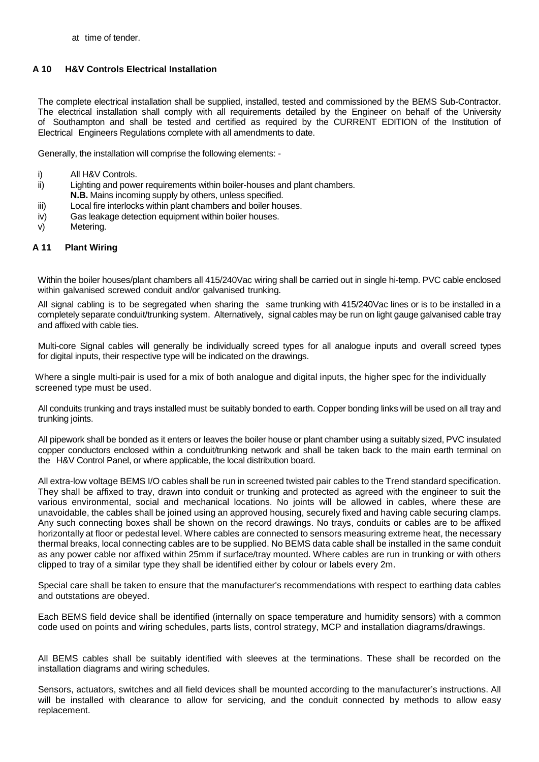at time of tender.

## A 10 H&V Controls Electrical Installation

The complete electrical installation shall be supplied, installed, tested and commissioned by the BEMS Sub-Contractor. The electrical installation shall comply with all requirements detailed by the Engineer on behalf of the University of Southampton and shall be tested and certified as required by the CURRENT EDITION of the Institution of Electrical Engineers Regulations complete with all amendments to date.

Generally, the installation will comprise the following elements: -

i) All H&V Controls.
ii) Lighting and power requirements within boiler-houses and plant chambers.
   **N.B.** Mains incoming supply by others, unless specified.
iii) Local fire interlocks within plant chambers and boiler houses.
iv) Gas leakage detection equipment within boiler houses.
v) Metering.

## A 11 Plant Wiring

Within the boiler houses/plant chambers all 415/240Vac wiring shall be carried out in single hi-temp. PVC cable enclosed within galvanised screwed conduit and/or galvanised trunking.

All signal cabling is to be segregated when sharing the same trunking with 415/240Vac lines or is to be installed in a completely separate conduit/trunking system. Alternatively, signal cables may be run on light gauge galvanised cable tray and affixed with cable ties.

Multi-core Signal cables will generally be individually screed types for all analogue inputs and overall screed types for digital inputs, their respective type will be indicated on the drawings.

Where a single multi-pair is used for a mix of both analogue and digital inputs, the higher spec for the individually screened type must be used.

All conduits trunking and trays installed must be suitably bonded to earth. Copper bonding links will be used on all tray and trunking joints.

All pipework shall be bonded as it enters or leaves the boiler house or plant chamber using a suitably sized, PVC insulated copper conductors enclosed within a conduit/trunking network and shall be taken back to the main earth terminal on the H&V Control Panel, or where applicable, the local distribution board.

All extra-low voltage BEMS I/O cables shall be run in screened twisted pair cables to the Trend standard specification. They shall be affixed to tray, drawn into conduit or trunking and protected as agreed with the engineer to suit the various environmental, social and mechanical locations. No joints will be allowed in cables, where these are unavoidable, the cables shall be joined using an approved housing, securely fixed and having cable securing clamps. Any such connecting boxes shall be shown on the record drawings. No trays, conduits or cables are to be affixed horizontally at floor or pedestal level. Where cables are connected to sensors measuring extreme heat, the necessary thermal breaks, local connecting cables are to be supplied. No BEMS data cable shall be installed in the same conduit as any power cable nor affixed within 25mm if surface/tray mounted. Where cables are run in trunking or with others clipped to tray of a similar type they shall be identified either by colour or labels every 2m.

Special care shall be taken to ensure that the manufacturer's recommendations with respect to earthing data cables and outstations are obeyed.

Each BEMS field device shall be identified (internally on space temperature and humidity sensors) with a common code used on points and wiring schedules, parts lists, control strategy, MCP and installation diagrams/drawings.

All BEMS cables shall be suitably identified with sleeves at the terminations. These shall be recorded on the installation diagrams and wiring schedules.

Sensors, actuators, switches and all field devices shall be mounted according to the manufacturer's instructions. All will be installed with clearance to allow for servicing, and the conduit connected by methods to allow easy replacement.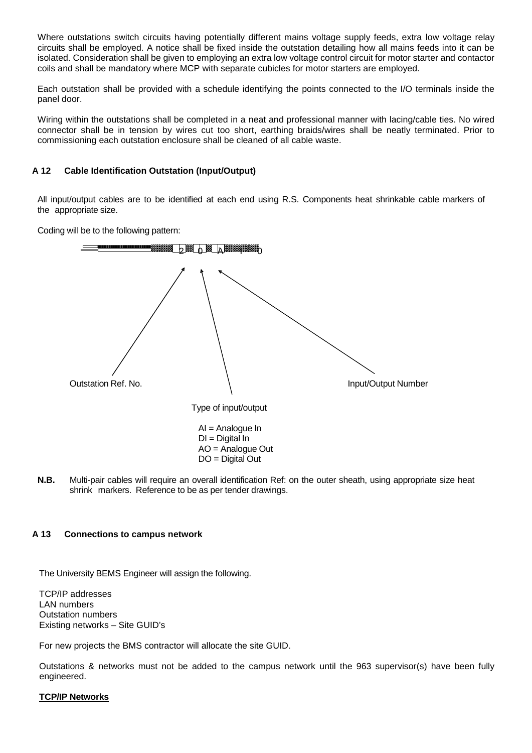Where outstations switch circuits having potentially different mains voltage supply feeds, extra low voltage relay circuits shall be employed. A notice shall be fixed inside the outstation detailing how all mains feeds into it can be isolated. Consideration shall be given to employing an extra low voltage control circuit for motor starter and contactor coils and shall be mandatory where MCP with separate cubicles for motor starters are employed.

Each outstation shall be provided with a schedule identifying the points connected to the I/O terminals inside the panel door.

Wiring within the outstations shall be completed in a neat and professional manner with lacing/cable ties. No wired connector shall be in tension by wires cut too short, earthing braids/wires shall be neatly terminated. Prior to commissioning each outstation enclosure shall be cleaned of all cable waste.

## A 12 Cable Identification Outstation (Input/Output)

All input/output cables are to be identified at each end using R.S. Components heat shrinkable cable markers of the appropriate size.

Coding will be to the following pattern:

2 0 A I 0

Outstation Ref. No.

Type of input/output

Input/Output Number

AI = Analogue In
DI = Digital In
AO = Analogue Out
DO = Digital Out

**N.B.** Multi-pair cables will require an overall identification Ref: on the outer sheath, using appropriate size heat shrink markers. Reference to be as per tender drawings.

## A 13 Connections to campus network

The University BEMS Engineer will assign the following.

TCP/IP addresses
LAN numbers
Outstation numbers
Existing networks – Site GUID's

For new projects the BMS contractor will allocate the site GUID.

Outstations & networks must not be added to the campus network until the 963 supervisor(s) have been fully engineered.

**TCP/IP Networks**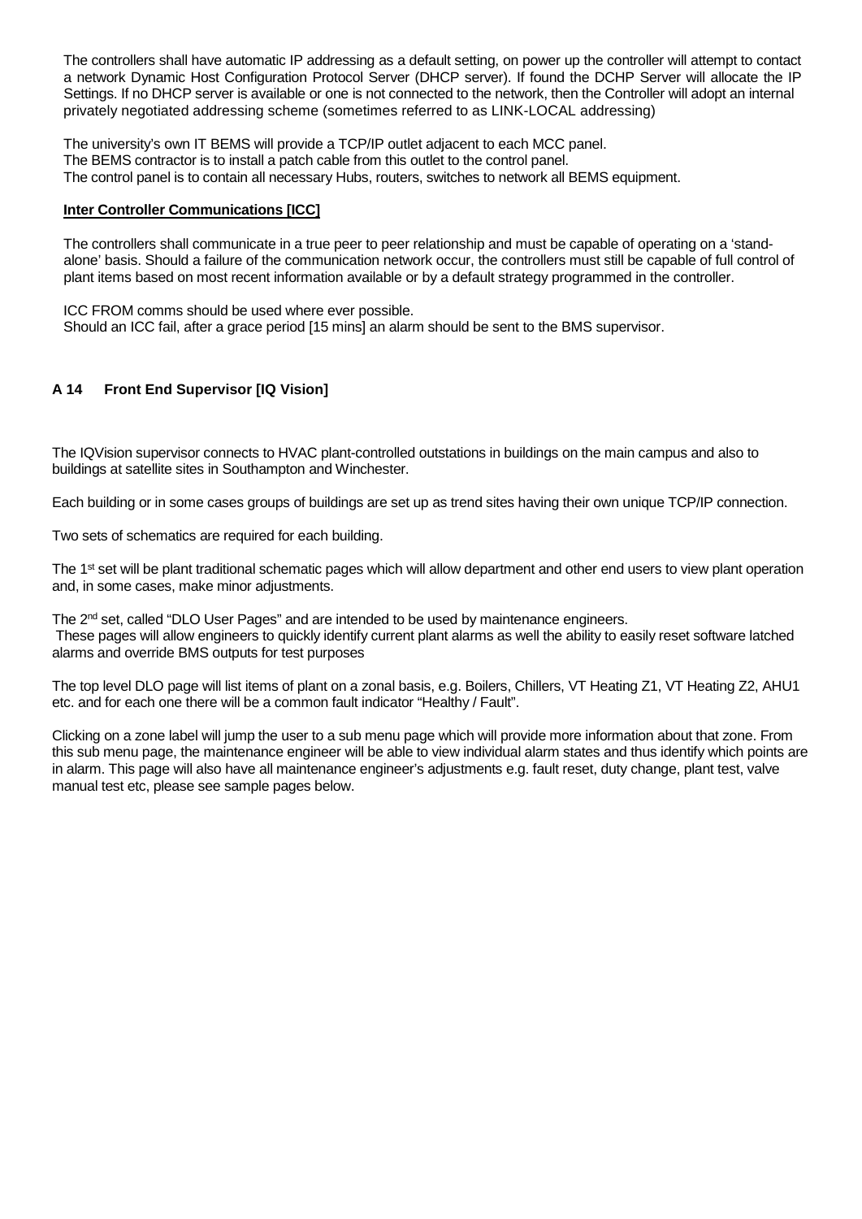The controllers shall have automatic IP addressing as a default setting, on power up the controller will attempt to contact a network Dynamic Host Configuration Protocol Server (DHCP server). If found the DCHP Server will allocate the IP Settings. If no DHCP server is available or one is not connected to the network, then the Controller will adopt an internal privately negotiated addressing scheme (sometimes referred to as LINK-LOCAL addressing)

The university's own IT BEMS will provide a TCP/IP outlet adjacent to each MCC panel.
The BEMS contractor is to install a patch cable from this outlet to the control panel.
The control panel is to contain all necessary Hubs, routers, switches to network all BEMS equipment.

**Inter Controller Communications [ICC]**

The controllers shall communicate in a true peer to peer relationship and must be capable of operating on a 'stand-alone' basis. Should a failure of the communication network occur, the controllers must still be capable of full control of plant items based on most recent information available or by a default strategy programmed in the controller.

ICC FROM comms should be used where ever possible.
Should an ICC fail, after a grace period [15 mins] an alarm should be sent to the BMS supervisor.

## A 14 Front End Supervisor [IQ Vision]

The IQVision supervisor connects to HVAC plant-controlled outstations in buildings on the main campus and also to buildings at satellite sites in Southampton and Winchester.

Each building or in some cases groups of buildings are set up as trend sites having their own unique TCP/IP connection.

Two sets of schematics are required for each building.

The 1st set will be plant traditional schematic pages which will allow department and other end users to view plant operation and, in some cases, make minor adjustments.

The 2nd set, called "DLO User Pages" and are intended to be used by maintenance engineers.
These pages will allow engineers to quickly identify current plant alarms as well the ability to easily reset software latched alarms and override BMS outputs for test purposes

The top level DLO page will list items of plant on a zonal basis, e.g. Boilers, Chillers, VT Heating Z1, VT Heating Z2, AHU1 etc. and for each one there will be a common fault indicator "Healthy / Fault".

Clicking on a zone label will jump the user to a sub menu page which will provide more information about that zone. From this sub menu page, the maintenance engineer will be able to view individual alarm states and thus identify which points are in alarm. This page will also have all maintenance engineer's adjustments e.g. fault reset, duty change, plant test, valve manual test etc, please see sample pages below.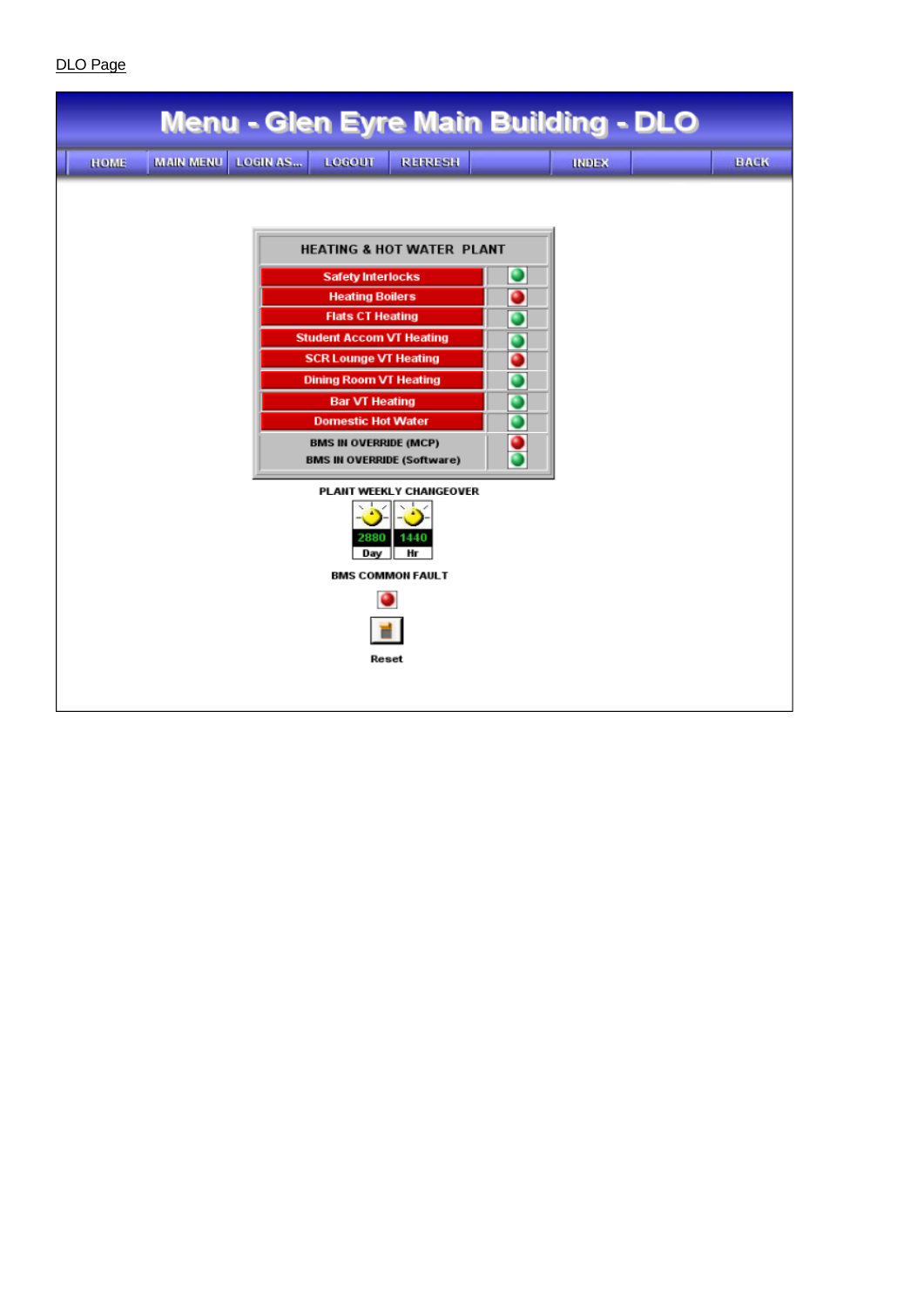DLO Page

# Menu - Glen Eyre Main Building - DLO

HOME | MAIN MENU | LOGIN AS... | LOGOUT | REFRESH | INDEX | BACK

| HEATING & HOT WATER PLANT | |
|---|---|
| Safety Interlocks | |
| Heating Boilers | |
| Flats CT Heating | |
| Student Accom VT Heating | |
| SCR Lounge VT Heating | |
| Dining Room VT Heating | |
| Bar VT Heating | |
| Domestic Hot Water | |
| BMS IN OVERRIDE (MCP) | |
| BMS IN OVERRIDE (Software) | |

PLANT WEEKLY CHANGEOVER

2880 Day

1440 Hr

BMS COMMON FAULT

Reset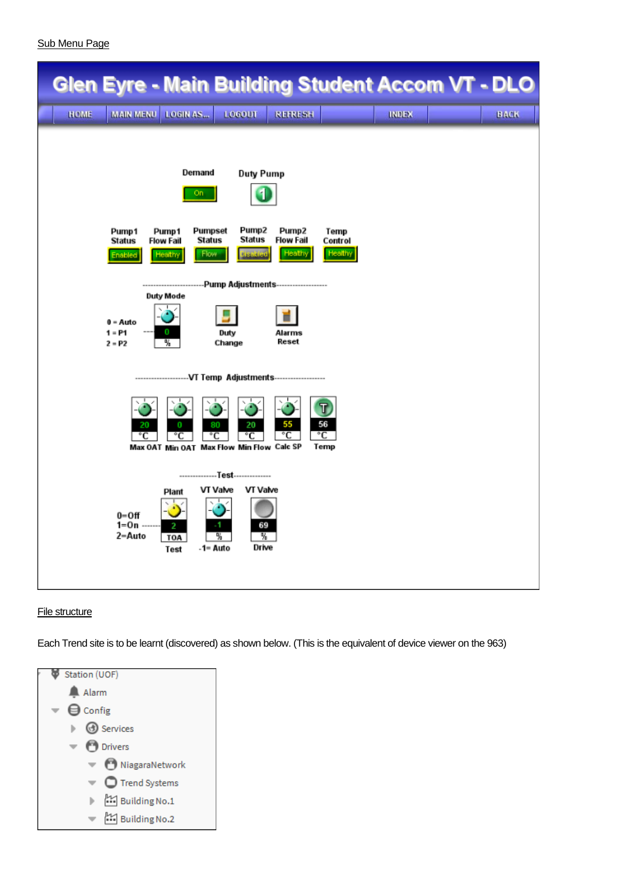Sub Menu Page

Glen Eyre - Main Building Student Accom VT - DLO

HOME | MAIN MENU | LOGIN AS... | LOGOUT | REFRESH | INDEX | BACK

Demand: On

Duty Pump: 1

| Pump1 Status | Pump1 Flow Fail | Pumpset Status | Pump2 Status | Pump2 Flow Fail | Temp Control |
|---|---|---|---|---|---|
| Enabled | Healthy | Flow | Disabled | Healthy | Healthy |

----------------------Pump Adjustments-------------------

Duty Mode: 0 %

0 = Auto
1 = P1
2 = P2

Duty Change

Alarms Reset

-------------------VT Temp Adjustments------------------

| Max OAT | Min OAT | Max Flow | Min Flow | Calc SP | Temp |
|---|---|---|---|---|---|
| 20 °C | 0 °C | 80 °C | 20 °C | 55 °C | 56 °C |

--------------Test--------------

Plant Test: 2 TOA

0=Off
1=On
2=Auto

VT Valve: -1 % (-1= Auto)

VT Valve Drive: 69 %

File structure

Each Trend site is to be learnt (discovered) as shown below. (This is the equivalent of device viewer on the 963)

- Station (UOF)
  - Alarm
  - Config
    - Services
    - Drivers
      - NiagaraNetwork
      - Trend Systems
      - Building No.1
      - Building No.2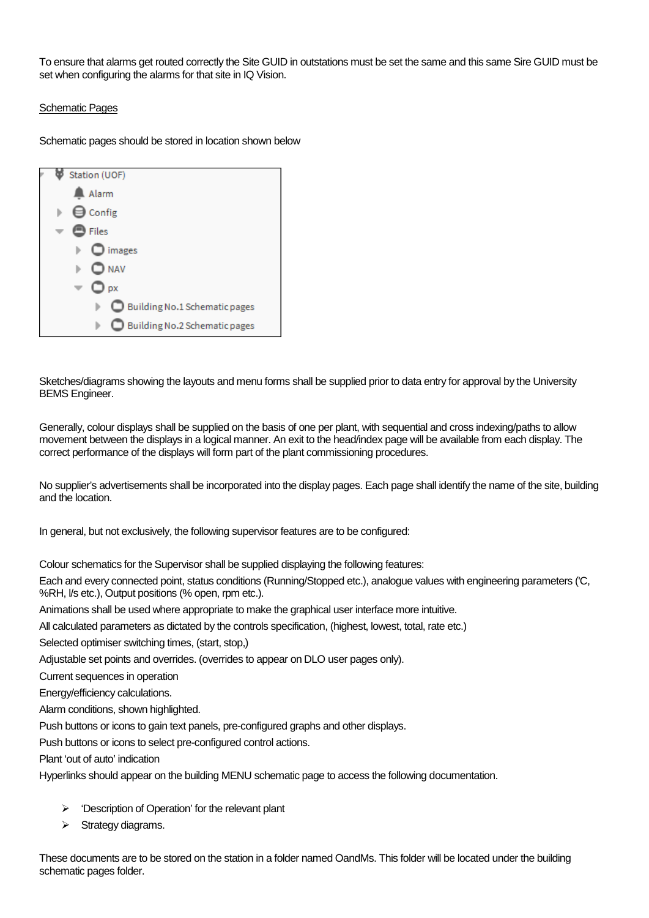To ensure that alarms get routed correctly the Site GUID in outstations must be set the same and this same Sire GUID must be set when configuring the alarms for that site in IQ Vision.

<u>Schematic Pages</u>

Schematic pages should be stored in location shown below

- Station (UOF)
  - Alarm
  - Config
  - Files
    - images
    - NAV
    - px
      - Building No.1 Schematic pages
      - Building No.2 Schematic pages

Sketches/diagrams showing the layouts and menu forms shall be supplied prior to data entry for approval by the University BEMS Engineer.

Generally, colour displays shall be supplied on the basis of one per plant, with sequential and cross indexing/paths to allow movement between the displays in a logical manner. An exit to the head/index page will be available from each display. The correct performance of the displays will form part of the plant commissioning procedures.

No supplier's advertisements shall be incorporated into the display pages. Each page shall identify the name of the site, building and the location.

In general, but not exclusively, the following supervisor features are to be configured:

Colour schematics for the Supervisor shall be supplied displaying the following features:

Each and every connected point, status conditions (Running/Stopped etc.), analogue values with engineering parameters ('C, %RH, l/s etc.), Output positions (% open, rpm etc.).

Animations shall be used where appropriate to make the graphical user interface more intuitive.

All calculated parameters as dictated by the controls specification, (highest, lowest, total, rate etc.)

Selected optimiser switching times, (start, stop,)

Adjustable set points and overrides. (overrides to appear on DLO user pages only).

Current sequences in operation

Energy/efficiency calculations.

Alarm conditions, shown highlighted.

Push buttons or icons to gain text panels, pre-configured graphs and other displays.

Push buttons or icons to select pre-configured control actions.

Plant 'out of auto' indication

Hyperlinks should appear on the building MENU schematic page to access the following documentation.

- 'Description of Operation' for the relevant plant
- Strategy diagrams.

These documents are to be stored on the station in a folder named OandMs. This folder will be located under the building schematic pages folder.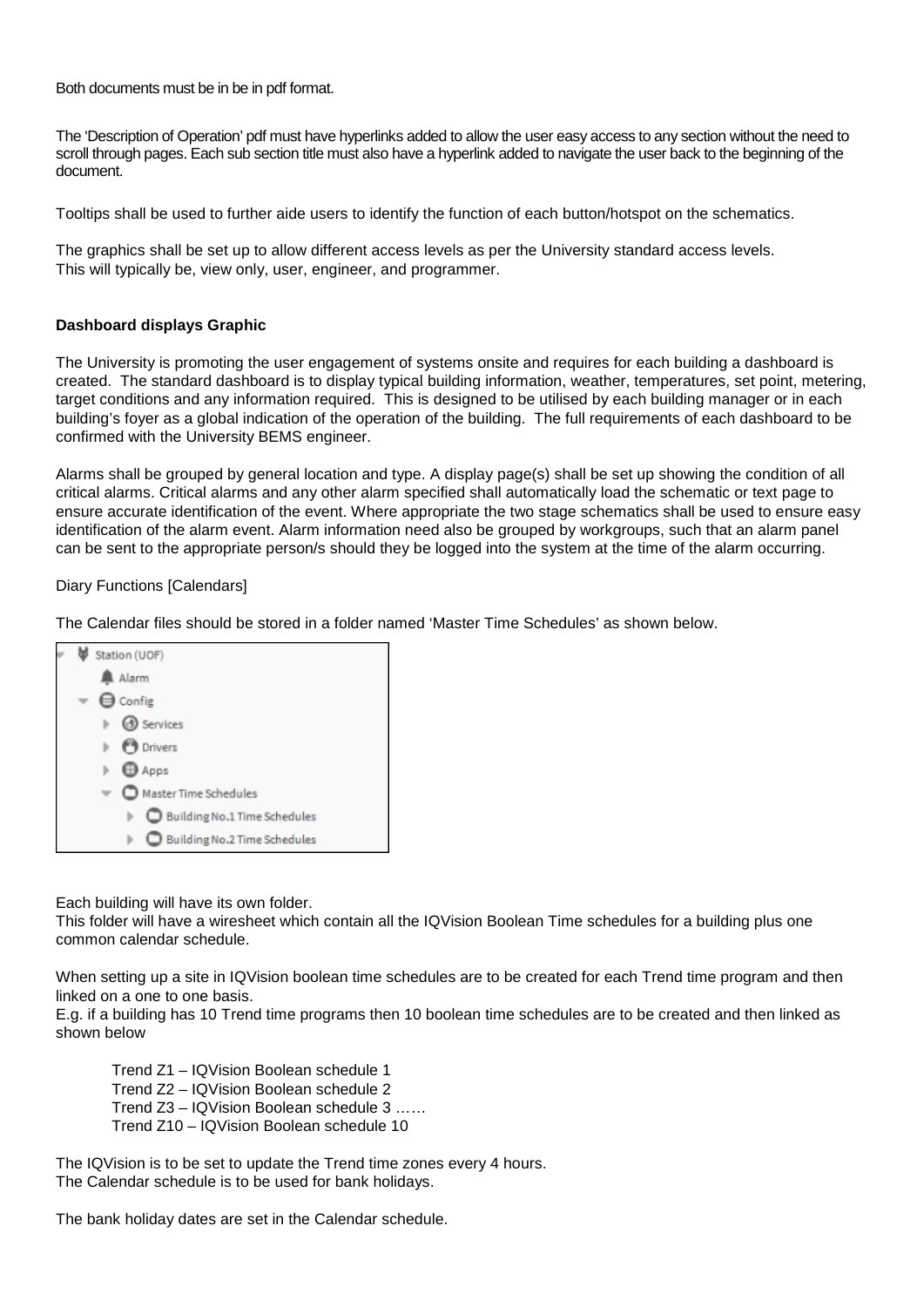Both documents must be in be in pdf format.

The 'Description of Operation' pdf must have hyperlinks added to allow the user easy access to any section without the need to scroll through pages. Each sub section title must also have a hyperlink added to navigate the user back to the beginning of the document.

Tooltips shall be used to further aide users to identify the function of each button/hotspot on the schematics.

The graphics shall be set up to allow different access levels as per the University standard access levels.
This will typically be, view only, user, engineer, and programmer.

**Dashboard displays Graphic**

The University is promoting the user engagement of systems onsite and requires for each building a dashboard is created. The standard dashboard is to display typical building information, weather, temperatures, set point, metering, target conditions and any information required. This is designed to be utilised by each building manager or in each building's foyer as a global indication of the operation of the building. The full requirements of each dashboard to be confirmed with the University BEMS engineer.

Alarms shall be grouped by general location and type. A display page(s) shall be set up showing the condition of all critical alarms. Critical alarms and any other alarm specified shall automatically load the schematic or text page to ensure accurate identification of the event. Where appropriate the two stage schematics shall be used to ensure easy identification of the alarm event. Alarm information need also be grouped by workgroups, such that an alarm panel can be sent to the appropriate person/s should they be logged into the system at the time of the alarm occurring.

Diary Functions [Calendars]

The Calendar files should be stored in a folder named 'Master Time Schedules' as shown below.

- Station (UOF)
  - Alarm
  - Config
    - Services
    - Drivers
    - Apps
    - Master Time Schedules
      - Building No.1 Time Schedules
      - Building No.2 Time Schedules

Each building will have its own folder.
This folder will have a wiresheet which contain all the IQVision Boolean Time schedules for a building plus one common calendar schedule.

When setting up a site in IQVision boolean time schedules are to be created for each Trend time program and then linked on a one to one basis.
E.g. if a building has 10 Trend time programs then 10 boolean time schedules are to be created and then linked as shown below

Trend Z1 – IQVision Boolean schedule 1
Trend Z2 – IQVision Boolean schedule 2
Trend Z3 – IQVision Boolean schedule 3 ……
Trend Z10 – IQVision Boolean schedule 10

The IQVision is to be set to update the Trend time zones every 4 hours.
The Calendar schedule is to be used for bank holidays.

The bank holiday dates are set in the Calendar schedule.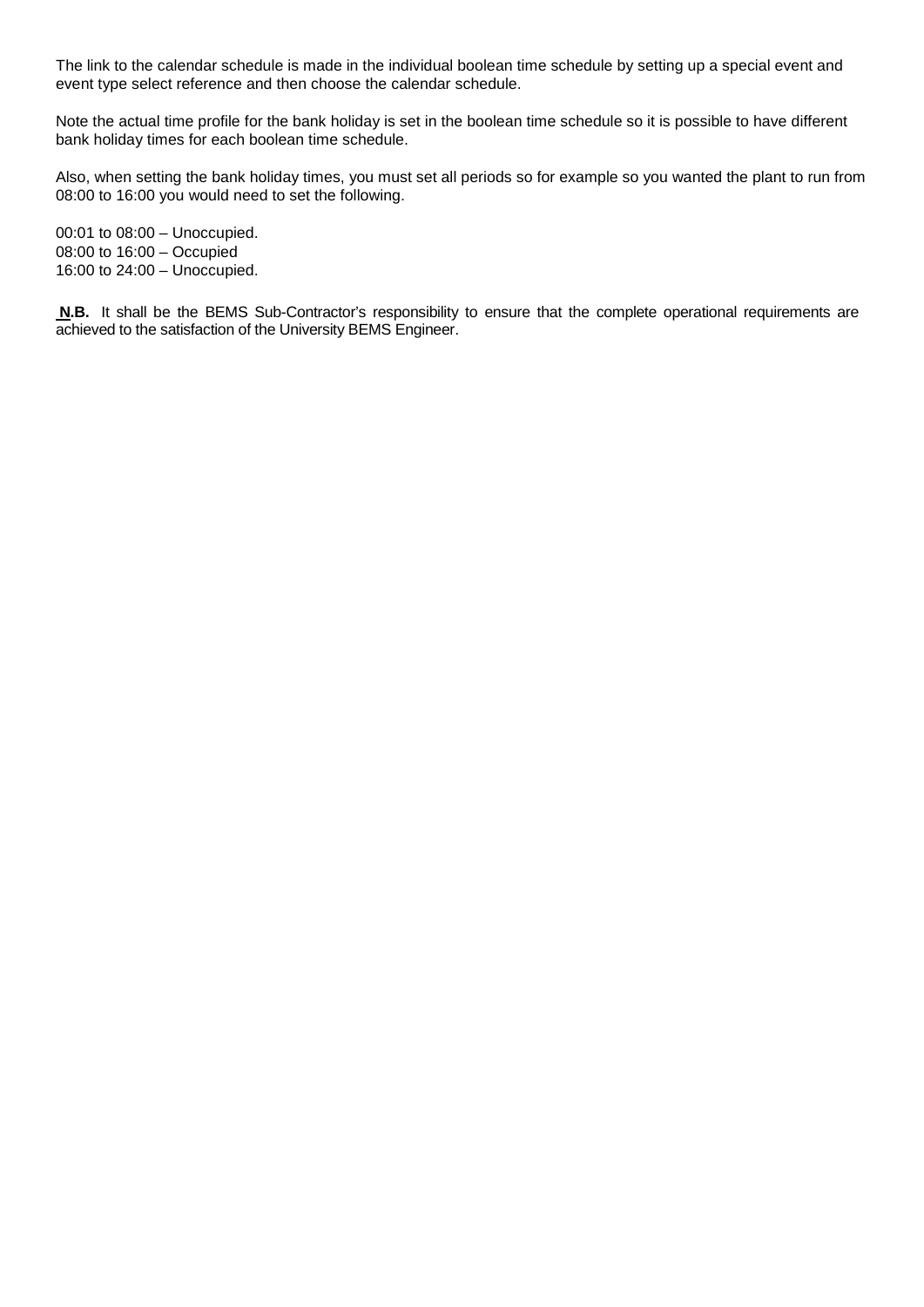The link to the calendar schedule is made in the individual boolean time schedule by setting up a special event and event type select reference and then choose the calendar schedule.

Note the actual time profile for the bank holiday is set in the boolean time schedule so it is possible to have different bank holiday times for each boolean time schedule.

Also, when setting the bank holiday times, you must set all periods so for example so you wanted the plant to run from 08:00 to 16:00 you would need to set the following.

00:01 to 08:00 – Unoccupied.
08:00 to 16:00 – Occupied
16:00 to 24:00 – Unoccupied.

**N.B.** It shall be the BEMS Sub-Contractor's responsibility to ensure that the complete operational requirements are achieved to the satisfaction of the University BEMS Engineer.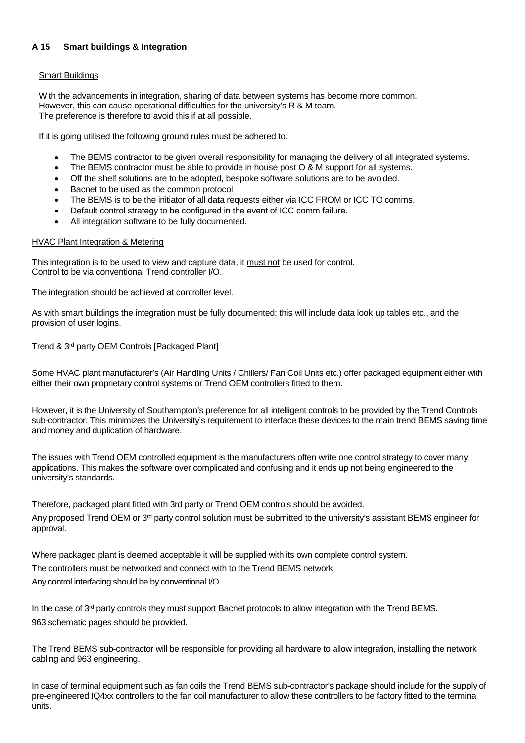### A 15 Smart buildings & Integration

Smart Buildings

With the advancements in integration, sharing of data between systems has become more common.
However, this can cause operational difficulties for the university's R & M team.
The preference is therefore to avoid this if at all possible.

If it is going utilised the following ground rules must be adhered to.

- The BEMS contractor to be given overall responsibility for managing the delivery of all integrated systems.
- The BEMS contractor must be able to provide in house post O & M support for all systems.
- Off the shelf solutions are to be adopted, bespoke software solutions are to be avoided.
- Bacnet to be used as the common protocol
- The BEMS is to be the initiator of all data requests either via ICC FROM or ICC TO comms.
- Default control strategy to be configured in the event of ICC comm failure.
- All integration software to be fully documented.

HVAC Plant Integration & Metering

This integration is to be used to view and capture data, it must not be used for control.
Control to be via conventional Trend controller I/O.

The integration should be achieved at controller level.

As with smart buildings the integration must be fully documented; this will include data look up tables etc., and the provision of user logins.

Trend & 3rd party OEM Controls [Packaged Plant]

Some HVAC plant manufacturer's (Air Handling Units / Chillers/ Fan Coil Units etc.) offer packaged equipment either with either their own proprietary control systems or Trend OEM controllers fitted to them.

However, it is the University of Southampton's preference for all intelligent controls to be provided by the Trend Controls sub-contractor. This minimizes the University's requirement to interface these devices to the main trend BEMS saving time and money and duplication of hardware.

The issues with Trend OEM controlled equipment is the manufacturers often write one control strategy to cover many applications. This makes the software over complicated and confusing and it ends up not being engineered to the university's standards.

Therefore, packaged plant fitted with 3rd party or Trend OEM controls should be avoided.

Any proposed Trend OEM or 3rd party control solution must be submitted to the university's assistant BEMS engineer for approval.

Where packaged plant is deemed acceptable it will be supplied with its own complete control system.

The controllers must be networked and connect with to the Trend BEMS network.

Any control interfacing should be by conventional I/O.

In the case of 3rd party controls they must support Bacnet protocols to allow integration with the Trend BEMS.

963 schematic pages should be provided.

The Trend BEMS sub-contractor will be responsible for providing all hardware to allow integration, installing the network cabling and 963 engineering.

In case of terminal equipment such as fan coils the Trend BEMS sub-contractor's package should include for the supply of pre-engineered IQ4xx controllers to the fan coil manufacturer to allow these controllers to be factory fitted to the terminal units.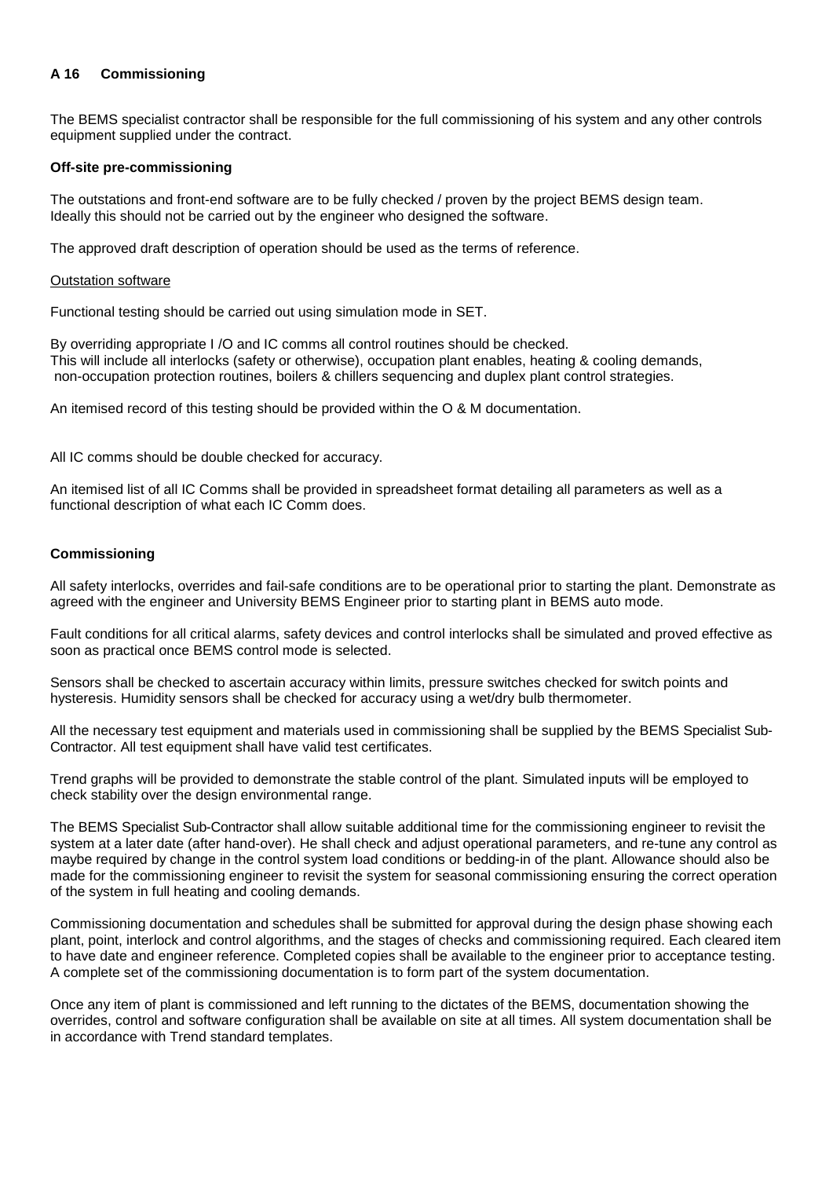## A 16 Commissioning

The BEMS specialist contractor shall be responsible for the full commissioning of his system and any other controls equipment supplied under the contract.

**Off-site pre-commissioning**

The outstations and front-end software are to be fully checked / proven by the project BEMS design team. Ideally this should not be carried out by the engineer who designed the software.

The approved draft description of operation should be used as the terms of reference.

Outstation software

Functional testing should be carried out using simulation mode in SET.

By overriding appropriate I /O and IC comms all control routines should be checked.
This will include all interlocks (safety or otherwise), occupation plant enables, heating & cooling demands, non-occupation protection routines, boilers & chillers sequencing and duplex plant control strategies.

An itemised record of this testing should be provided within the O & M documentation.

All IC comms should be double checked for accuracy.

An itemised list of all IC Comms shall be provided in spreadsheet format detailing all parameters as well as a functional description of what each IC Comm does.

**Commissioning**

All safety interlocks, overrides and fail-safe conditions are to be operational prior to starting the plant. Demonstrate as agreed with the engineer and University BEMS Engineer prior to starting plant in BEMS auto mode.

Fault conditions for all critical alarms, safety devices and control interlocks shall be simulated and proved effective as soon as practical once BEMS control mode is selected.

Sensors shall be checked to ascertain accuracy within limits, pressure switches checked for switch points and hysteresis. Humidity sensors shall be checked for accuracy using a wet/dry bulb thermometer.

All the necessary test equipment and materials used in commissioning shall be supplied by the BEMS Specialist Sub-Contractor. All test equipment shall have valid test certificates.

Trend graphs will be provided to demonstrate the stable control of the plant. Simulated inputs will be employed to check stability over the design environmental range.

The BEMS Specialist Sub-Contractor shall allow suitable additional time for the commissioning engineer to revisit the system at a later date (after hand-over). He shall check and adjust operational parameters, and re-tune any control as maybe required by change in the control system load conditions or bedding-in of the plant. Allowance should also be made for the commissioning engineer to revisit the system for seasonal commissioning ensuring the correct operation of the system in full heating and cooling demands.

Commissioning documentation and schedules shall be submitted for approval during the design phase showing each plant, point, interlock and control algorithms, and the stages of checks and commissioning required. Each cleared item to have date and engineer reference. Completed copies shall be available to the engineer prior to acceptance testing. A complete set of the commissioning documentation is to form part of the system documentation.

Once any item of plant is commissioned and left running to the dictates of the BEMS, documentation showing the overrides, control and software configuration shall be available on site at all times. All system documentation shall be in accordance with Trend standard templates.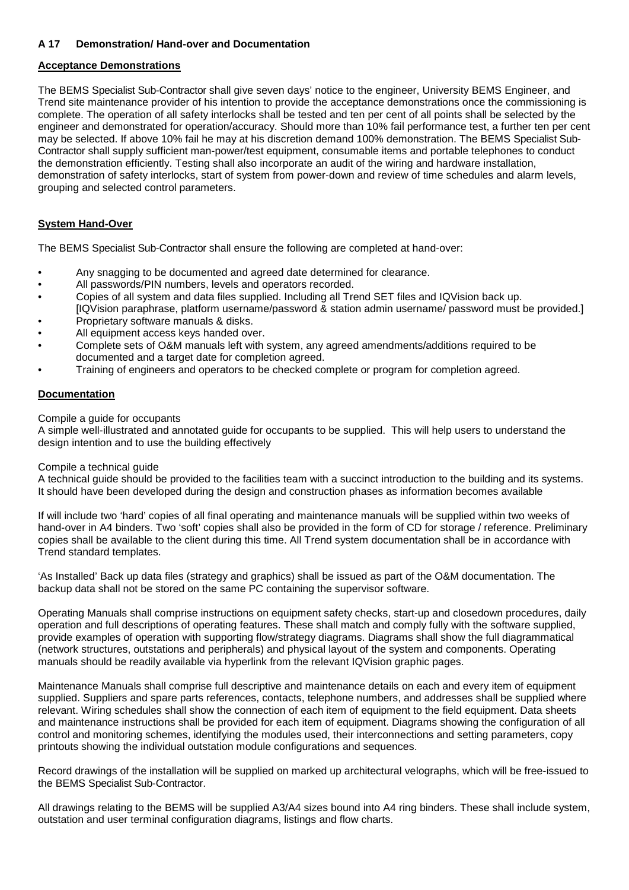### A 17 Demonstration/ Hand-over and Documentation

**Acceptance Demonstrations**

The BEMS Specialist Sub-Contractor shall give seven days' notice to the engineer, University BEMS Engineer, and Trend site maintenance provider of his intention to provide the acceptance demonstrations once the commissioning is complete. The operation of all safety interlocks shall be tested and ten per cent of all points shall be selected by the engineer and demonstrated for operation/accuracy. Should more than 10% fail performance test, a further ten per cent may be selected. If above 10% fail he may at his discretion demand 100% demonstration. The BEMS Specialist Sub-Contractor shall supply sufficient man-power/test equipment, consumable items and portable telephones to conduct the demonstration efficiently. Testing shall also incorporate an audit of the wiring and hardware installation, demonstration of safety interlocks, start of system from power-down and review of time schedules and alarm levels, grouping and selected control parameters.

**System Hand-Over**

The BEMS Specialist Sub-Contractor shall ensure the following are completed at hand-over:

- Any snagging to be documented and agreed date determined for clearance.
- All passwords/PIN numbers, levels and operators recorded.
- Copies of all system and data files supplied. Including all Trend SET files and IQVision back up. [IQVision paraphrase, platform username/password & station admin username/ password must be provided.]
- Proprietary software manuals & disks.
- All equipment access keys handed over.
- Complete sets of O&M manuals left with system, any agreed amendments/additions required to be documented and a target date for completion agreed.
- Training of engineers and operators to be checked complete or program for completion agreed.

**Documentation**

Compile a guide for occupants

A simple well-illustrated and annotated guide for occupants to be supplied. This will help users to understand the design intention and to use the building effectively

Compile a technical guide

A technical guide should be provided to the facilities team with a succinct introduction to the building and its systems. It should have been developed during the design and construction phases as information becomes available

If will include two 'hard' copies of all final operating and maintenance manuals will be supplied within two weeks of hand-over in A4 binders. Two 'soft' copies shall also be provided in the form of CD for storage / reference. Preliminary copies shall be available to the client during this time. All Trend system documentation shall be in accordance with Trend standard templates.

'As Installed' Back up data files (strategy and graphics) shall be issued as part of the O&M documentation. The backup data shall not be stored on the same PC containing the supervisor software.

Operating Manuals shall comprise instructions on equipment safety checks, start-up and closedown procedures, daily operation and full descriptions of operating features. These shall match and comply fully with the software supplied, provide examples of operation with supporting flow/strategy diagrams. Diagrams shall show the full diagrammatical (network structures, outstations and peripherals) and physical layout of the system and components. Operating manuals should be readily available via hyperlink from the relevant IQVision graphic pages.

Maintenance Manuals shall comprise full descriptive and maintenance details on each and every item of equipment supplied. Suppliers and spare parts references, contacts, telephone numbers, and addresses shall be supplied where relevant. Wiring schedules shall show the connection of each item of equipment to the field equipment. Data sheets and maintenance instructions shall be provided for each item of equipment. Diagrams showing the configuration of all control and monitoring schemes, identifying the modules used, their interconnections and setting parameters, copy printouts showing the individual outstation module configurations and sequences.

Record drawings of the installation will be supplied on marked up architectural velographs, which will be free-issued to the BEMS Specialist Sub-Contractor.

All drawings relating to the BEMS will be supplied A3/A4 sizes bound into A4 ring binders. These shall include system, outstation and user terminal configuration diagrams, listings and flow charts.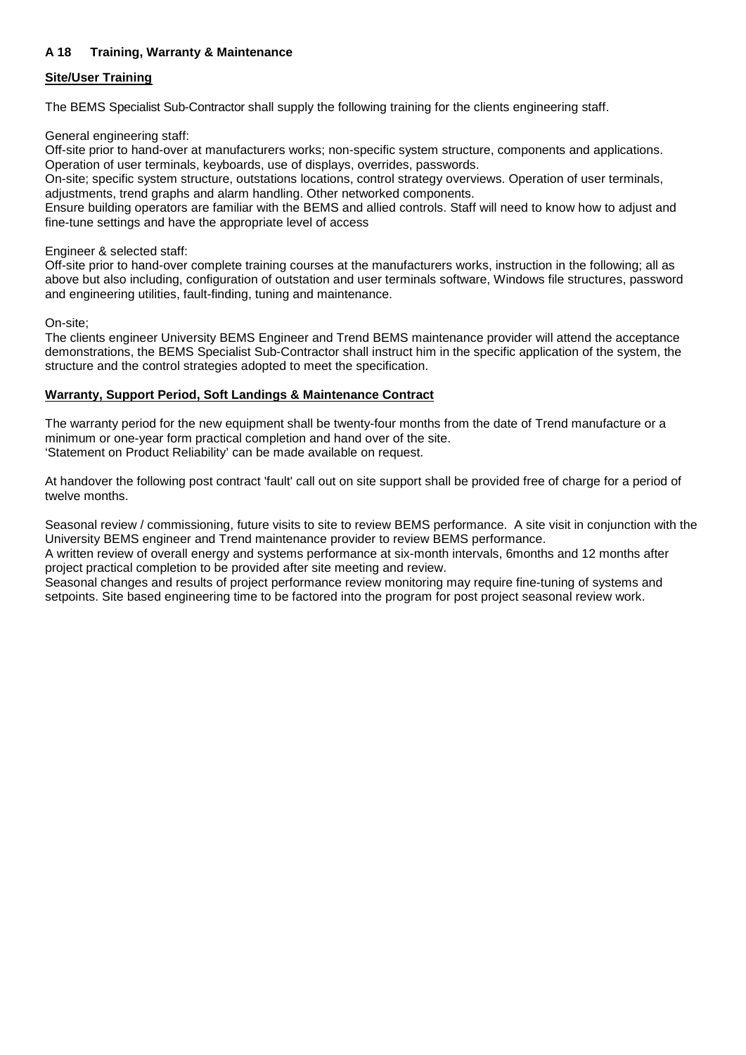### A 18 Training, Warranty & Maintenance

**Site/User Training**

The BEMS Specialist Sub-Contractor shall supply the following training for the clients engineering staff.

General engineering staff:
Off-site prior to hand-over at manufacturers works; non-specific system structure, components and applications. Operation of user terminals, keyboards, use of displays, overrides, passwords.
On-site; specific system structure, outstations locations, control strategy overviews. Operation of user terminals, adjustments, trend graphs and alarm handling. Other networked components.
Ensure building operators are familiar with the BEMS and allied controls. Staff will need to know how to adjust and fine-tune settings and have the appropriate level of access

Engineer & selected staff:
Off-site prior to hand-over complete training courses at the manufacturers works, instruction in the following; all as above but also including, configuration of outstation and user terminals software, Windows file structures, password and engineering utilities, fault-finding, tuning and maintenance.

On-site;
The clients engineer University BEMS Engineer and Trend BEMS maintenance provider will attend the acceptance demonstrations, the BEMS Specialist Sub-Contractor shall instruct him in the specific application of the system, the structure and the control strategies adopted to meet the specification.

**Warranty, Support Period, Soft Landings & Maintenance Contract**

The warranty period for the new equipment shall be twenty-four months from the date of Trend manufacture or a minimum or one-year form practical completion and hand over of the site.
'Statement on Product Reliability' can be made available on request.

At handover the following post contract 'fault' call out on site support shall be provided free of charge for a period of twelve months.

Seasonal review / commissioning, future visits to site to review BEMS performance. A site visit in conjunction with the University BEMS engineer and Trend maintenance provider to review BEMS performance.
A written review of overall energy and systems performance at six-month intervals, 6months and 12 months after project practical completion to be provided after site meeting and review.
Seasonal changes and results of project performance review monitoring may require fine-tuning of systems and setpoints. Site based engineering time to be factored into the program for post project seasonal review work.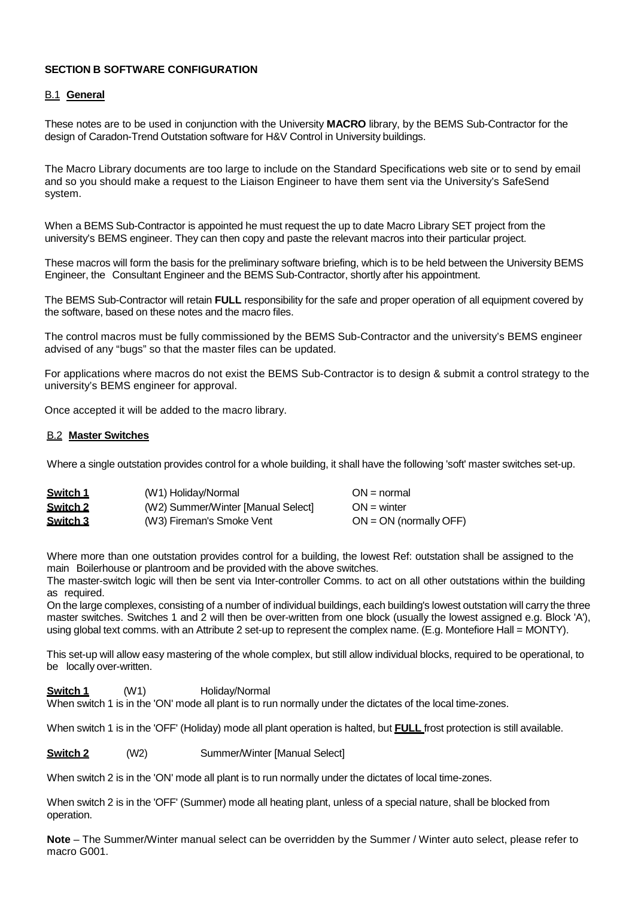## SECTION B SOFTWARE CONFIGURATION

### B.1 **General**

These notes are to be used in conjunction with the University **MACRO** library, by the BEMS Sub-Contractor for the design of Caradon-Trend Outstation software for H&V Control in University buildings.

The Macro Library documents are too large to include on the Standard Specifications web site or to send by email and so you should make a request to the Liaison Engineer to have them sent via the University's SafeSend system.

When a BEMS Sub-Contractor is appointed he must request the up to date Macro Library SET project from the university's BEMS engineer. They can then copy and paste the relevant macros into their particular project.

These macros will form the basis for the preliminary software briefing, which is to be held between the University BEMS Engineer, the Consultant Engineer and the BEMS Sub-Contractor, shortly after his appointment.

The BEMS Sub-Contractor will retain **FULL** responsibility for the safe and proper operation of all equipment covered by the software, based on these notes and the macro files.

The control macros must be fully commissioned by the BEMS Sub-Contractor and the university's BEMS engineer advised of any "bugs" so that the master files can be updated.

For applications where macros do not exist the BEMS Sub-Contractor is to design & submit a control strategy to the university's BEMS engineer for approval.

Once accepted it will be added to the macro library.

### B.2 **Master Switches**

Where a single outstation provides control for a whole building, it shall have the following 'soft' master switches set-up.

| | | |
|---|---|---|
| **Switch 1** | (W1) Holiday/Normal | ON = normal |
| **Switch 2** | (W2) Summer/Winter [Manual Select] | ON = winter |
| **Switch 3** | (W3) Fireman's Smoke Vent | ON = ON (normally OFF) |

Where more than one outstation provides control for a building, the lowest Ref: outstation shall be assigned to the main Boilerhouse or plantroom and be provided with the above switches.
The master-switch logic will then be sent via Inter-controller Comms. to act on all other outstations within the building as required.
On the large complexes, consisting of a number of individual buildings, each building's lowest outstation will carry the three master switches. Switches 1 and 2 will then be over-written from one block (usually the lowest assigned e.g. Block 'A'), using global text comms. with an Attribute 2 set-up to represent the complex name. (E.g. Montefiore Hall = MONTY).

This set-up will allow easy mastering of the whole complex, but still allow individual blocks, required to be operational, to be locally over-written.

**Switch 1** (W1) Holiday/Normal
When switch 1 is in the 'ON' mode all plant is to run normally under the dictates of the local time-zones.

When switch 1 is in the 'OFF' (Holiday) mode all plant operation is halted, but **FULL** frost protection is still available.

**Switch 2** (W2) Summer/Winter [Manual Select]

When switch 2 is in the 'ON' mode all plant is to run normally under the dictates of local time-zones.

When switch 2 is in the 'OFF' (Summer) mode all heating plant, unless of a special nature, shall be blocked from operation.

**Note** – The Summer/Winter manual select can be overridden by the Summer / Winter auto select, please refer to macro G001.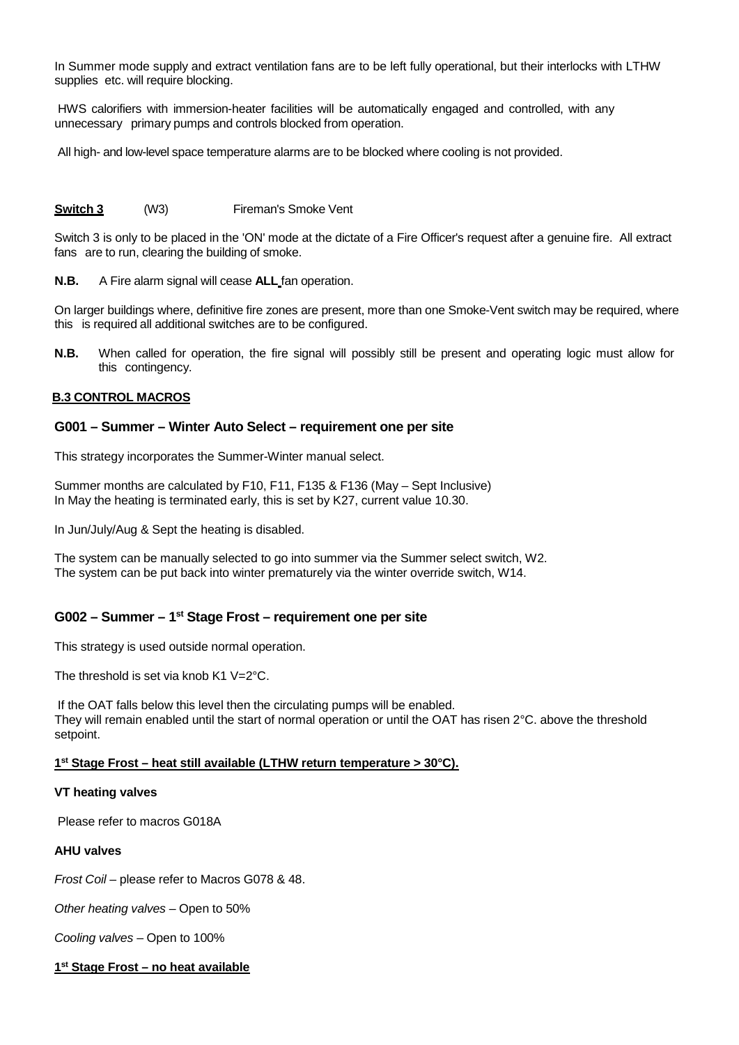In Summer mode supply and extract ventilation fans are to be left fully operational, but their interlocks with LTHW supplies etc. will require blocking.

HWS calorifiers with immersion-heater facilities will be automatically engaged and controlled, with any unnecessary primary pumps and controls blocked from operation.

All high- and low-level space temperature alarms are to be blocked where cooling is not provided.

**Switch 3** (W3) Fireman's Smoke Vent

Switch 3 is only to be placed in the 'ON' mode at the dictate of a Fire Officer's request after a genuine fire. All extract fans are to run, clearing the building of smoke.

**N.B.** A Fire alarm signal will cease **ALL** fan operation.

On larger buildings where, definitive fire zones are present, more than one Smoke-Vent switch may be required, where this is required all additional switches are to be configured.

**N.B.** When called for operation, the fire signal will possibly still be present and operating logic must allow for this contingency.

## B.3 CONTROL MACROS

### G001 – Summer – Winter Auto Select – requirement one per site

This strategy incorporates the Summer-Winter manual select.

Summer months are calculated by F10, F11, F135 & F136 (May – Sept Inclusive)
In May the heating is terminated early, this is set by K27, current value 10.30.

In Jun/July/Aug & Sept the heating is disabled.

The system can be manually selected to go into summer via the Summer select switch, W2.
The system can be put back into winter prematurely via the winter override switch, W14.

### G002 – Summer – 1st Stage Frost – requirement one per site

This strategy is used outside normal operation.

The threshold is set via knob K1 V=2°C.

If the OAT falls below this level then the circulating pumps will be enabled.
They will remain enabled until the start of normal operation or until the OAT has risen 2°C. above the threshold setpoint.

**1st Stage Frost – heat still available (LTHW return temperature > 30°C).**

**VT heating valves**

Please refer to macros G018A

**AHU valves**

*Frost Coil* – please refer to Macros G078 & 48.

*Other heating valves* – Open to 50%

*Cooling valves* – Open to 100%

**1st Stage Frost – no heat available**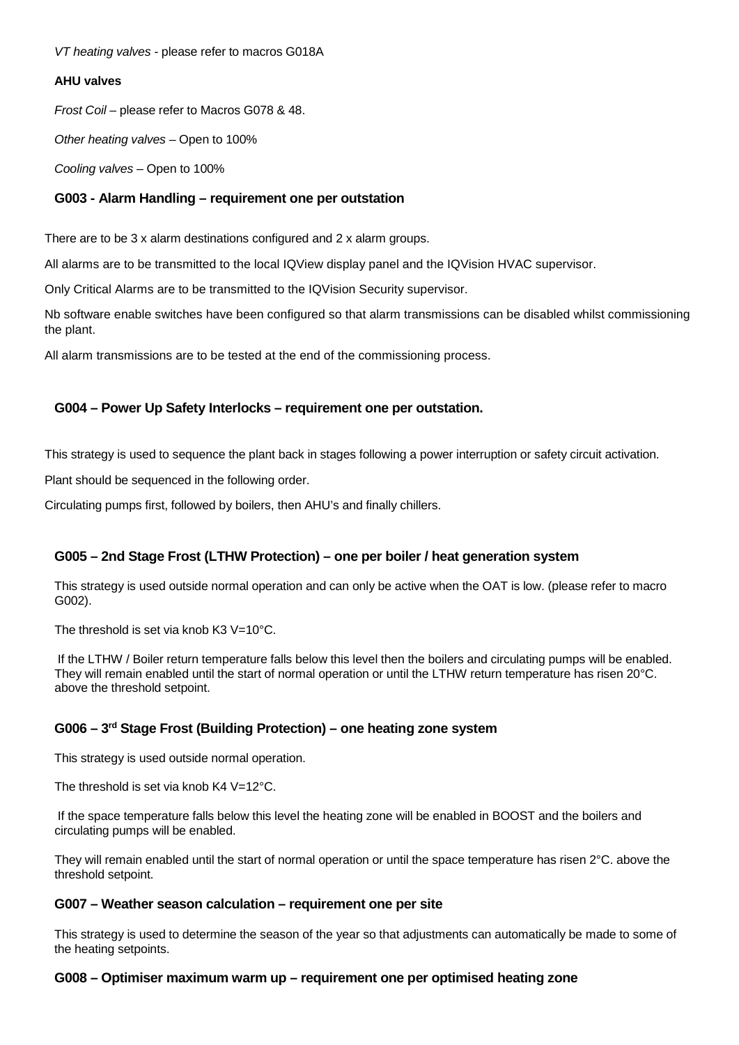*VT heating valves* - please refer to macros G018A

**AHU valves**

*Frost Coil* – please refer to Macros G078 & 48.

*Other heating valves* – Open to 100%

*Cooling valves* – Open to 100%

### G003 - Alarm Handling – requirement one per outstation

There are to be 3 x alarm destinations configured and 2 x alarm groups.

All alarms are to be transmitted to the local IQView display panel and the IQVision HVAC supervisor.

Only Critical Alarms are to be transmitted to the IQVision Security supervisor.

Nb software enable switches have been configured so that alarm transmissions can be disabled whilst commissioning the plant.

All alarm transmissions are to be tested at the end of the commissioning process.

### G004 – Power Up Safety Interlocks – requirement one per outstation.

This strategy is used to sequence the plant back in stages following a power interruption or safety circuit activation.

Plant should be sequenced in the following order.

Circulating pumps first, followed by boilers, then AHU's and finally chillers.

### G005 – 2nd Stage Frost (LTHW Protection) – one per boiler / heat generation system

This strategy is used outside normal operation and can only be active when the OAT is low. (please refer to macro G002).

The threshold is set via knob K3 V=10°C.

If the LTHW / Boiler return temperature falls below this level then the boilers and circulating pumps will be enabled. They will remain enabled until the start of normal operation or until the LTHW return temperature has risen 20°C. above the threshold setpoint.

### G006 – 3rd Stage Frost (Building Protection) – one heating zone system

This strategy is used outside normal operation.

The threshold is set via knob K4 V=12°C.

If the space temperature falls below this level the heating zone will be enabled in BOOST and the boilers and circulating pumps will be enabled.

They will remain enabled until the start of normal operation or until the space temperature has risen 2°C. above the threshold setpoint.

### G007 – Weather season calculation – requirement one per site

This strategy is used to determine the season of the year so that adjustments can automatically be made to some of the heating setpoints.

### G008 – Optimiser maximum warm up – requirement one per optimised heating zone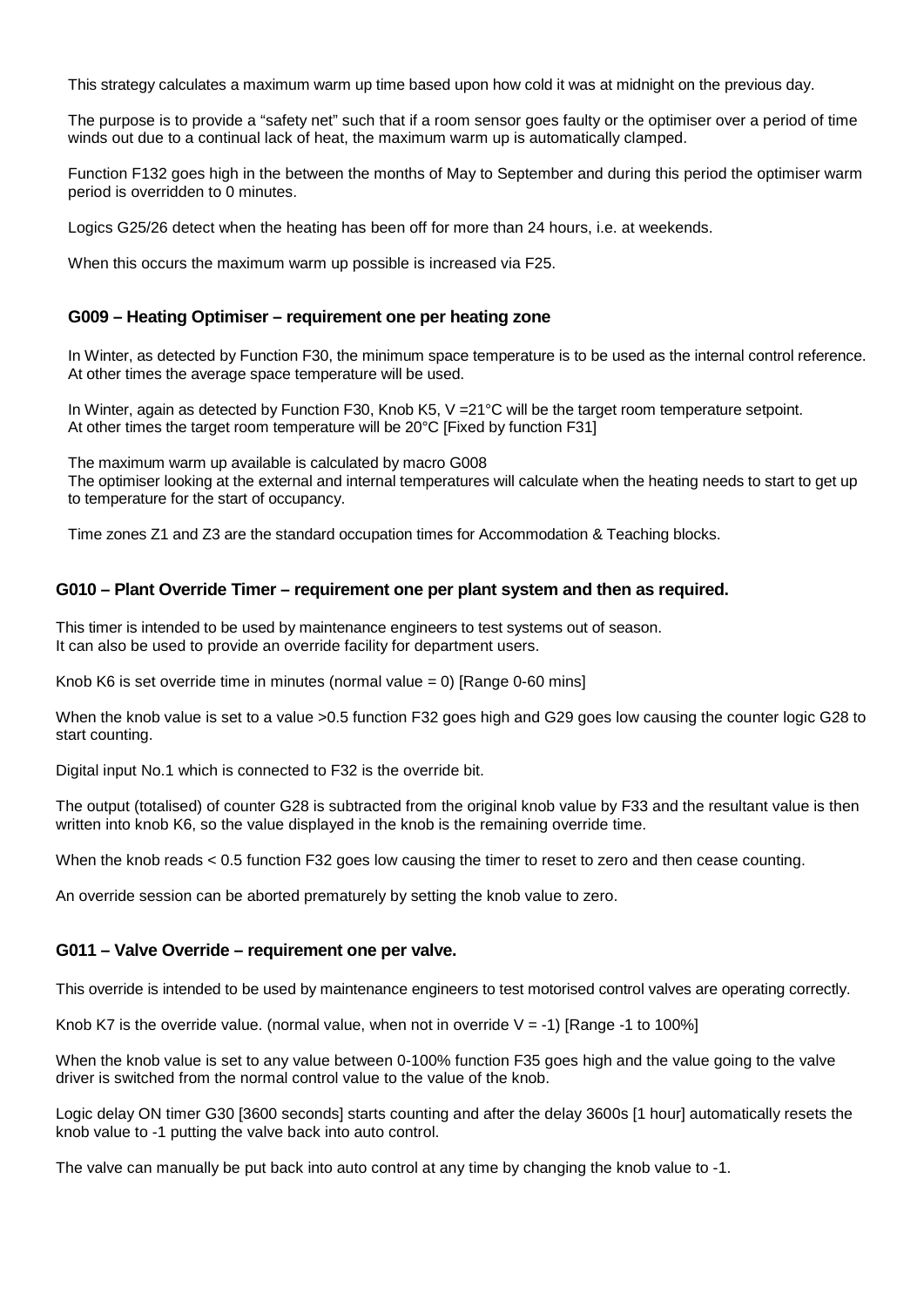This strategy calculates a maximum warm up time based upon how cold it was at midnight on the previous day.

The purpose is to provide a "safety net" such that if a room sensor goes faulty or the optimiser over a period of time winds out due to a continual lack of heat, the maximum warm up is automatically clamped.

Function F132 goes high in the between the months of May to September and during this period the optimiser warm period is overridden to 0 minutes.

Logics G25/26 detect when the heating has been off for more than 24 hours, i.e. at weekends.

When this occurs the maximum warm up possible is increased via F25.

### G009 – Heating Optimiser – requirement one per heating zone

In Winter, as detected by Function F30, the minimum space temperature is to be used as the internal control reference. At other times the average space temperature will be used.

In Winter, again as detected by Function F30, Knob K5, V =21°C will be the target room temperature setpoint. At other times the target room temperature will be 20°C [Fixed by function F31]

The maximum warm up available is calculated by macro G008
The optimiser looking at the external and internal temperatures will calculate when the heating needs to start to get up to temperature for the start of occupancy.

Time zones Z1 and Z3 are the standard occupation times for Accommodation & Teaching blocks.

### G010 – Plant Override Timer – requirement one per plant system and then as required.

This timer is intended to be used by maintenance engineers to test systems out of season.
It can also be used to provide an override facility for department users.

Knob K6 is set override time in minutes (normal value = 0) [Range 0-60 mins]

When the knob value is set to a value >0.5 function F32 goes high and G29 goes low causing the counter logic G28 to start counting.

Digital input No.1 which is connected to F32 is the override bit.

The output (totalised) of counter G28 is subtracted from the original knob value by F33 and the resultant value is then written into knob K6, so the value displayed in the knob is the remaining override time.

When the knob reads < 0.5 function F32 goes low causing the timer to reset to zero and then cease counting.

An override session can be aborted prematurely by setting the knob value to zero.

### G011 – Valve Override – requirement one per valve.

This override is intended to be used by maintenance engineers to test motorised control valves are operating correctly.

Knob K7 is the override value. (normal value, when not in override V = -1) [Range -1 to 100%]

When the knob value is set to any value between 0-100% function F35 goes high and the value going to the valve driver is switched from the normal control value to the value of the knob.

Logic delay ON timer G30 [3600 seconds] starts counting and after the delay 3600s [1 hour] automatically resets the knob value to -1 putting the valve back into auto control.

The valve can manually be put back into auto control at any time by changing the knob value to -1.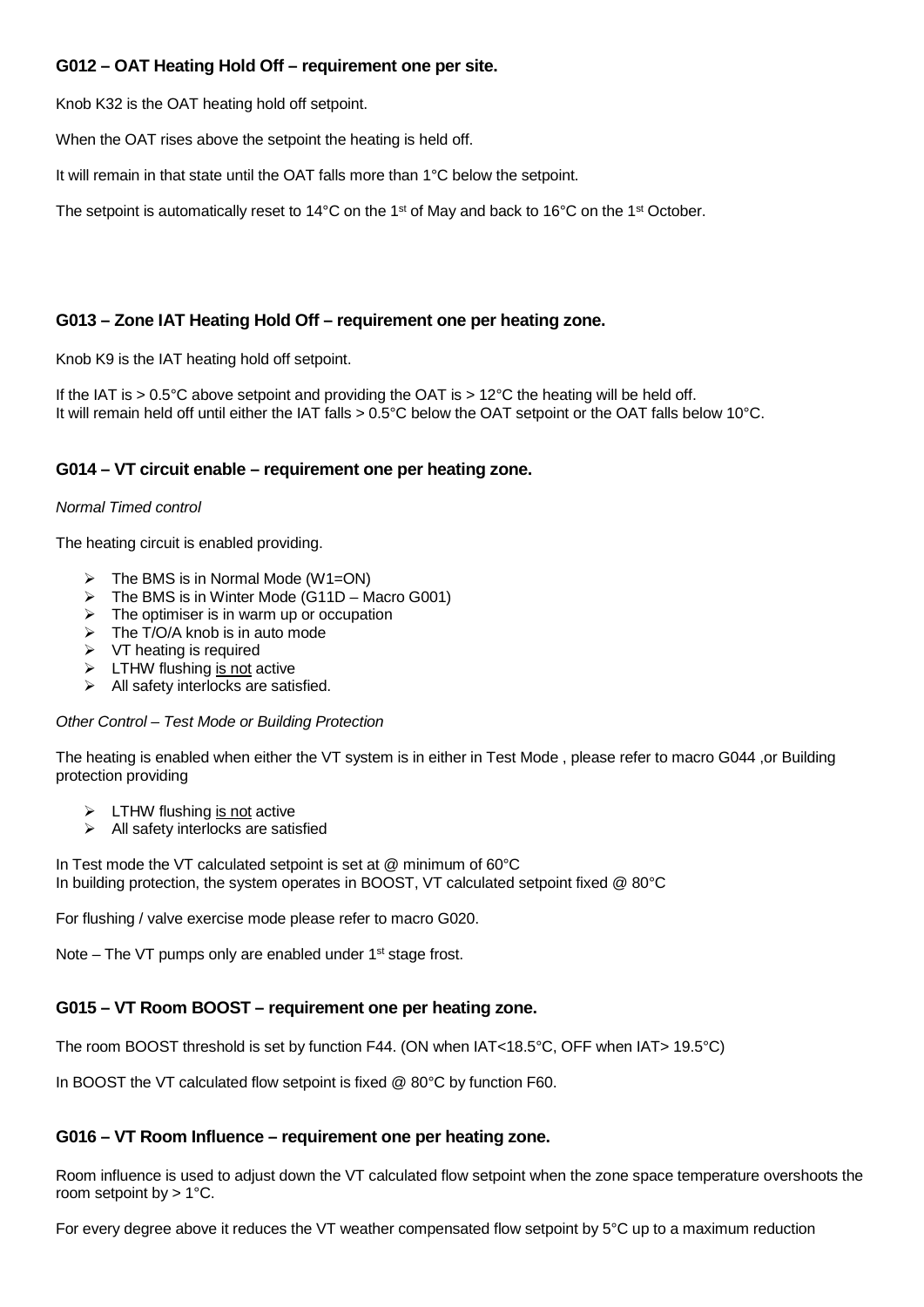### G012 – OAT Heating Hold Off – requirement one per site.

Knob K32 is the OAT heating hold off setpoint.

When the OAT rises above the setpoint the heating is held off.

It will remain in that state until the OAT falls more than 1°C below the setpoint.

The setpoint is automatically reset to 14°C on the 1st of May and back to 16°C on the 1st October.

### G013 – Zone IAT Heating Hold Off – requirement one per heating zone.

Knob K9 is the IAT heating hold off setpoint.

If the IAT is > 0.5°C above setpoint and providing the OAT is > 12°C the heating will be held off.
It will remain held off until either the IAT falls > 0.5°C below the OAT setpoint or the OAT falls below 10°C.

### G014 – VT circuit enable – requirement one per heating zone.

*Normal Timed control*

The heating circuit is enabled providing.

- The BMS is in Normal Mode (W1=ON)
- The BMS is in Winter Mode (G11D – Macro G001)
- The optimiser is in warm up or occupation
- The T/O/A knob is in auto mode
- VT heating is required
- LTHW flushing is not active
- All safety interlocks are satisfied.

*Other Control – Test Mode or Building Protection*

The heating is enabled when either the VT system is in either in Test Mode , please refer to macro G044 ,or Building protection providing

- LTHW flushing is not active
- All safety interlocks are satisfied

In Test mode the VT calculated setpoint is set at @ minimum of 60°C
In building protection, the system operates in BOOST, VT calculated setpoint fixed @ 80°C

For flushing / valve exercise mode please refer to macro G020.

Note – The VT pumps only are enabled under 1st stage frost.

### G015 – VT Room BOOST – requirement one per heating zone.

The room BOOST threshold is set by function F44. (ON when IAT<18.5°C, OFF when IAT> 19.5°C)

In BOOST the VT calculated flow setpoint is fixed @ 80°C by function F60.

### G016 – VT Room Influence – requirement one per heating zone.

Room influence is used to adjust down the VT calculated flow setpoint when the zone space temperature overshoots the room setpoint by > 1°C.

For every degree above it reduces the VT weather compensated flow setpoint by 5°C up to a maximum reduction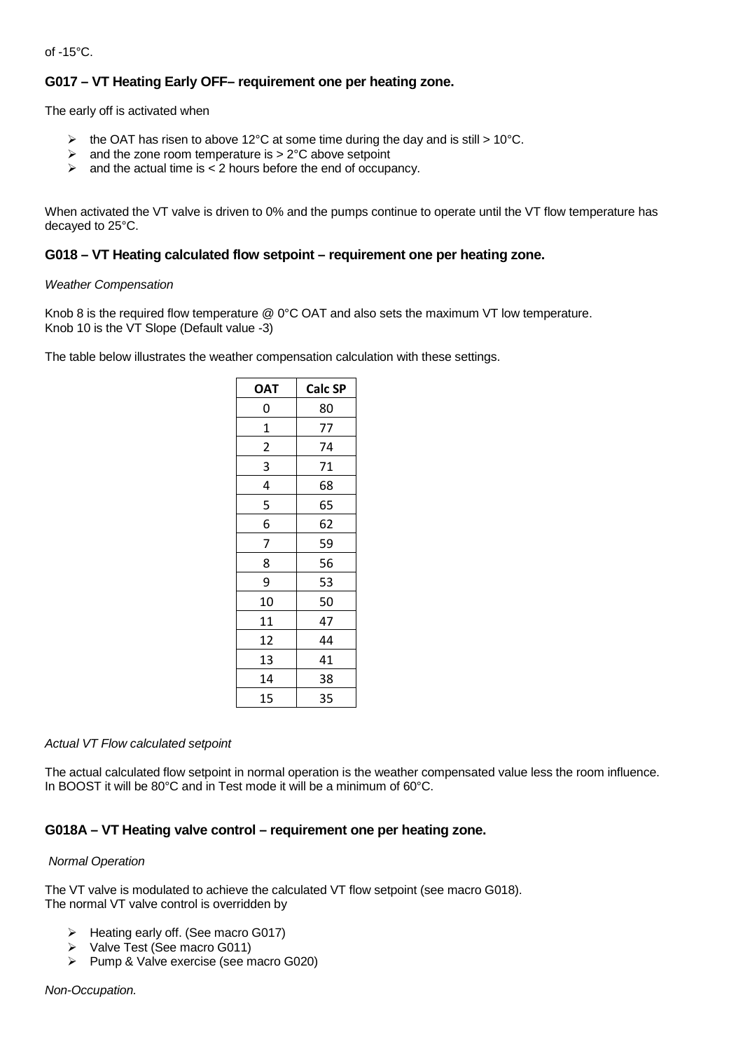of -15°C.

### G017 – VT Heating Early OFF– requirement one per heating zone.

The early off is activated when

- the OAT has risen to above 12°C at some time during the day and is still > 10°C.
- and the zone room temperature is > 2°C above setpoint
- and the actual time is < 2 hours before the end of occupancy.

When activated the VT valve is driven to 0% and the pumps continue to operate until the VT flow temperature has decayed to 25°C.

### G018 – VT Heating calculated flow setpoint – requirement one per heating zone.

*Weather Compensation*

Knob 8 is the required flow temperature @ 0°C OAT and also sets the maximum VT low temperature.
Knob 10 is the VT Slope (Default value -3)

The table below illustrates the weather compensation calculation with these settings.

| OAT | Calc SP |
|---|---|
| 0 | 80 |
| 1 | 77 |
| 2 | 74 |
| 3 | 71 |
| 4 | 68 |
| 5 | 65 |
| 6 | 62 |
| 7 | 59 |
| 8 | 56 |
| 9 | 53 |
| 10 | 50 |
| 11 | 47 |
| 12 | 44 |
| 13 | 41 |
| 14 | 38 |
| 15 | 35 |

*Actual VT Flow calculated setpoint*

The actual calculated flow setpoint in normal operation is the weather compensated value less the room influence.
In BOOST it will be 80°C and in Test mode it will be a minimum of 60°C.

### G018A – VT Heating valve control – requirement one per heating zone.

*Normal Operation*

The VT valve is modulated to achieve the calculated VT flow setpoint (see macro G018).
The normal VT valve control is overridden by

- Heating early off. (See macro G017)
- Valve Test (See macro G011)
- Pump & Valve exercise (see macro G020)

*Non-Occupation.*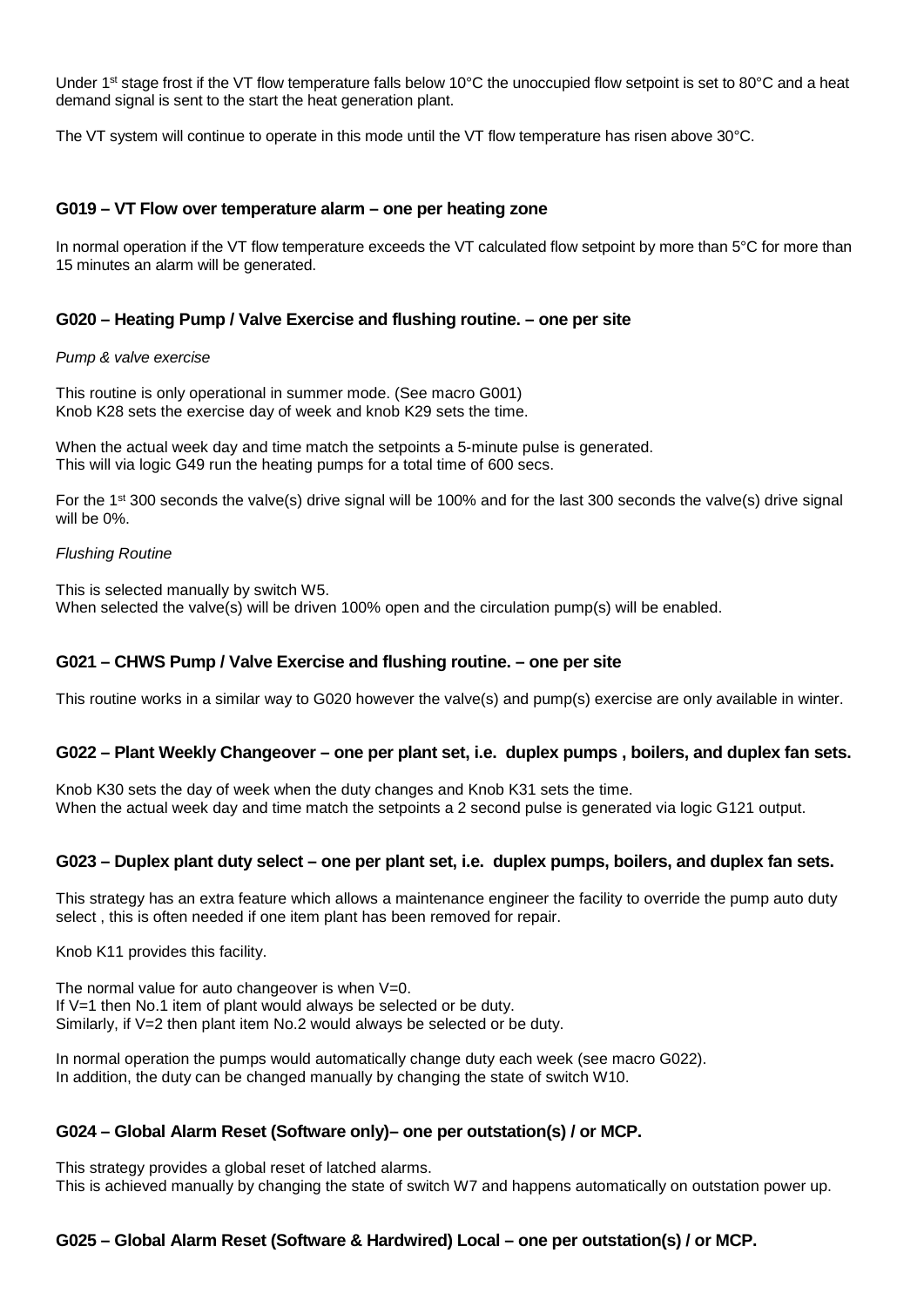Under 1st stage frost if the VT flow temperature falls below 10°C the unoccupied flow setpoint is set to 80°C and a heat demand signal is sent to the start the heat generation plant.

The VT system will continue to operate in this mode until the VT flow temperature has risen above 30°C.

### G019 – VT Flow over temperature alarm – one per heating zone

In normal operation if the VT flow temperature exceeds the VT calculated flow setpoint by more than 5°C for more than 15 minutes an alarm will be generated.

### G020 – Heating Pump / Valve Exercise and flushing routine. – one per site

*Pump & valve exercise*

This routine is only operational in summer mode. (See macro G001)
Knob K28 sets the exercise day of week and knob K29 sets the time.

When the actual week day and time match the setpoints a 5-minute pulse is generated.
This will via logic G49 run the heating pumps for a total time of 600 secs.

For the 1st 300 seconds the valve(s) drive signal will be 100% and for the last 300 seconds the valve(s) drive signal will be 0%.

*Flushing Routine*

This is selected manually by switch W5.
When selected the valve(s) will be driven 100% open and the circulation pump(s) will be enabled.

### G021 – CHWS Pump / Valve Exercise and flushing routine. – one per site

This routine works in a similar way to G020 however the valve(s) and pump(s) exercise are only available in winter.

### G022 – Plant Weekly Changeover – one per plant set, i.e. duplex pumps , boilers, and duplex fan sets.

Knob K30 sets the day of week when the duty changes and Knob K31 sets the time.
When the actual week day and time match the setpoints a 2 second pulse is generated via logic G121 output.

### G023 – Duplex plant duty select – one per plant set, i.e. duplex pumps, boilers, and duplex fan sets.

This strategy has an extra feature which allows a maintenance engineer the facility to override the pump auto duty select , this is often needed if one item plant has been removed for repair.

Knob K11 provides this facility.

The normal value for auto changeover is when V=0.
If V=1 then No.1 item of plant would always be selected or be duty.
Similarly, if V=2 then plant item No.2 would always be selected or be duty.

In normal operation the pumps would automatically change duty each week (see macro G022).
In addition, the duty can be changed manually by changing the state of switch W10.

### G024 – Global Alarm Reset (Software only)– one per outstation(s) / or MCP.

This strategy provides a global reset of latched alarms.
This is achieved manually by changing the state of switch W7 and happens automatically on outstation power up.

### G025 – Global Alarm Reset (Software & Hardwired) Local – one per outstation(s) / or MCP.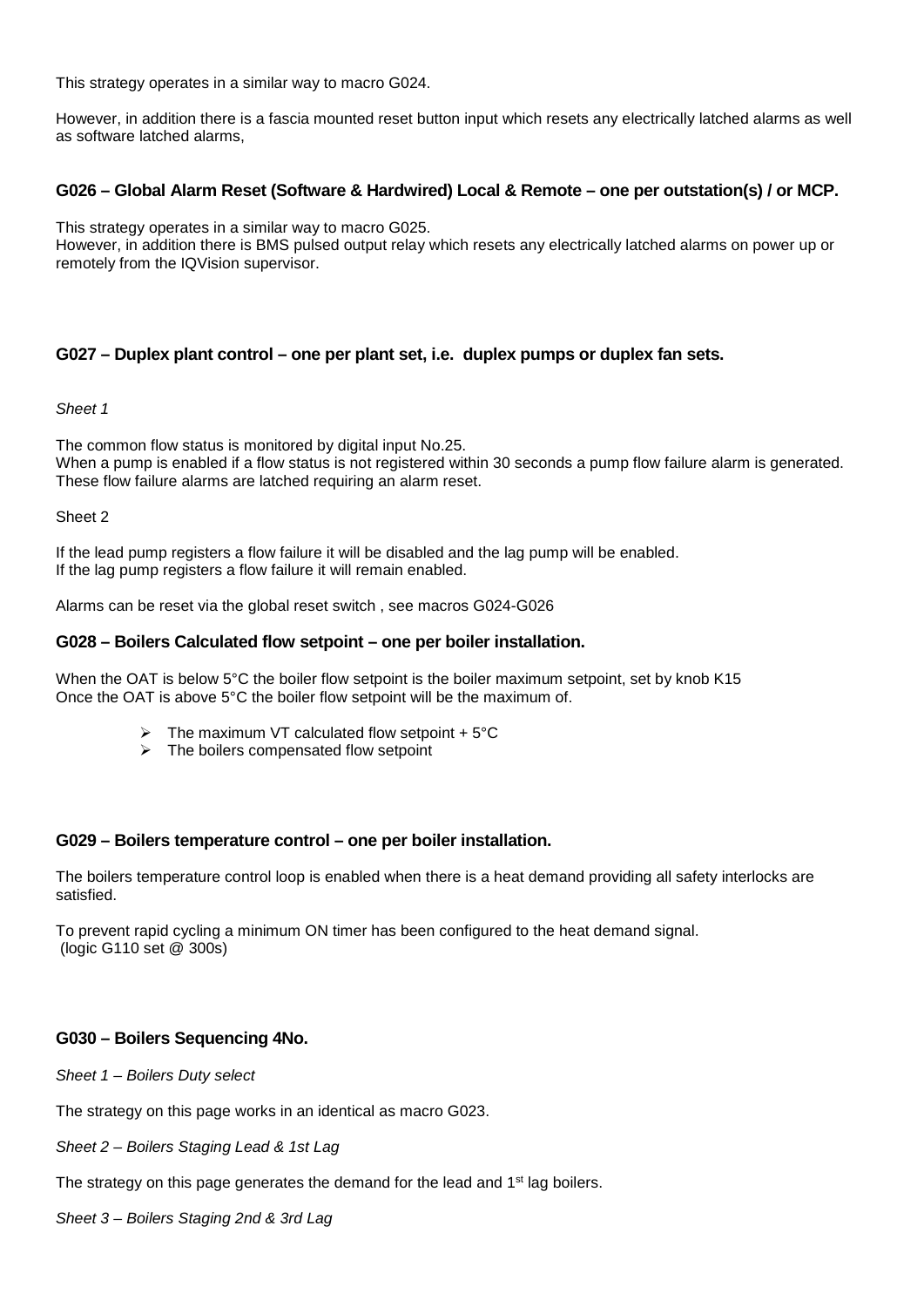This strategy operates in a similar way to macro G024.

However, in addition there is a fascia mounted reset button input which resets any electrically latched alarms as well as software latched alarms,

### G026 – Global Alarm Reset (Software & Hardwired) Local & Remote – one per outstation(s) / or MCP.

This strategy operates in a similar way to macro G025.
However, in addition there is BMS pulsed output relay which resets any electrically latched alarms on power up or remotely from the IQVision supervisor.

### G027 – Duplex plant control – one per plant set, i.e. duplex pumps or duplex fan sets.

*Sheet 1*

The common flow status is monitored by digital input No.25.
When a pump is enabled if a flow status is not registered within 30 seconds a pump flow failure alarm is generated. These flow failure alarms are latched requiring an alarm reset.

Sheet 2

If the lead pump registers a flow failure it will be disabled and the lag pump will be enabled.
If the lag pump registers a flow failure it will remain enabled.

Alarms can be reset via the global reset switch , see macros G024-G026

### G028 – Boilers Calculated flow setpoint – one per boiler installation.

When the OAT is below 5°C the boiler flow setpoint is the boiler maximum setpoint, set by knob K15
Once the OAT is above 5°C the boiler flow setpoint will be the maximum of.

- The maximum VT calculated flow setpoint + 5°C
- The boilers compensated flow setpoint

### G029 – Boilers temperature control – one per boiler installation.

The boilers temperature control loop is enabled when there is a heat demand providing all safety interlocks are satisfied.

To prevent rapid cycling a minimum ON timer has been configured to the heat demand signal.
(logic G110 set @ 300s)

### G030 – Boilers Sequencing 4No.

*Sheet 1 – Boilers Duty select*

The strategy on this page works in an identical as macro G023.

*Sheet 2 – Boilers Staging Lead & 1st Lag*

The strategy on this page generates the demand for the lead and 1st lag boilers.

*Sheet 3 – Boilers Staging 2nd & 3rd Lag*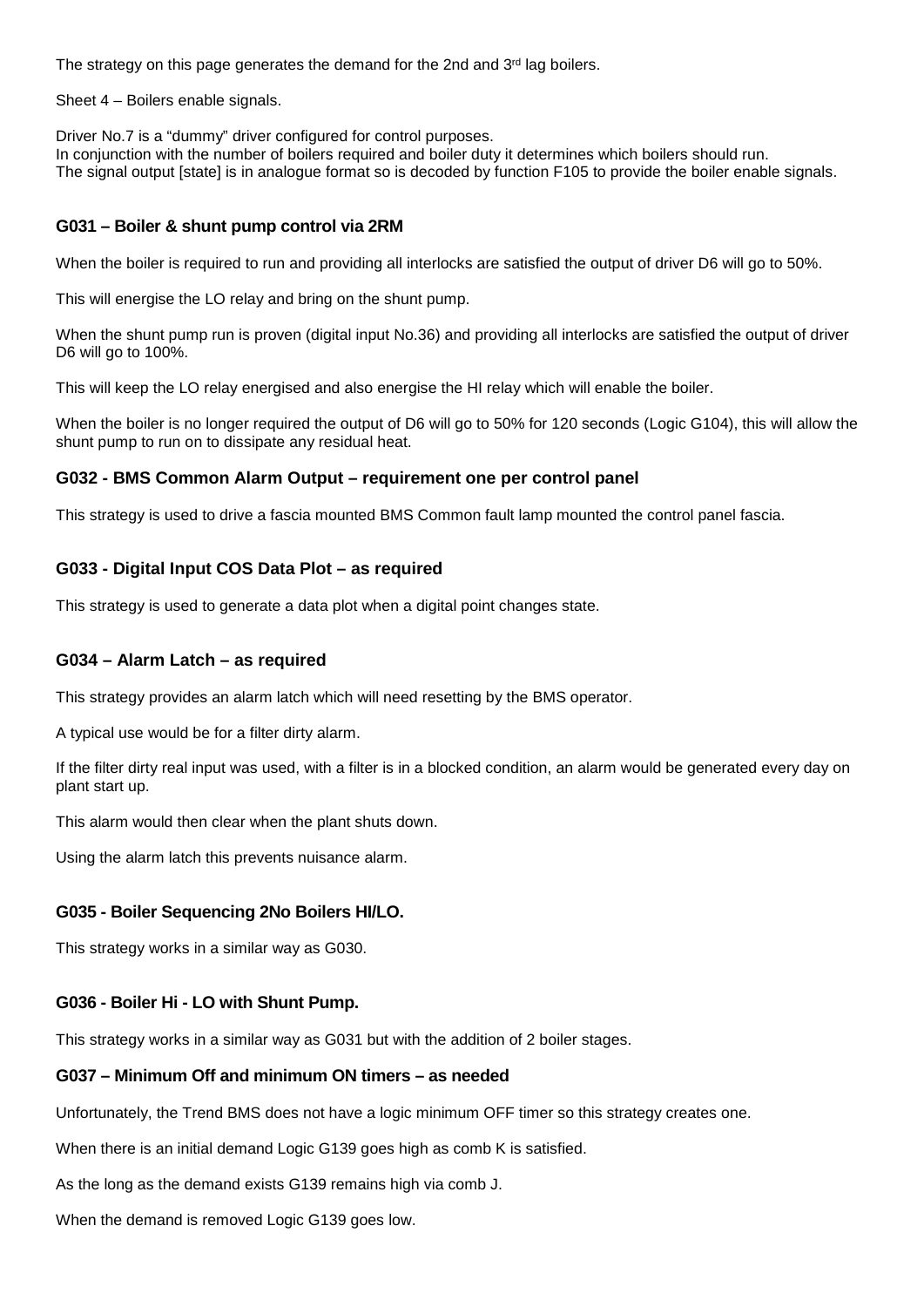The strategy on this page generates the demand for the 2nd and 3rd lag boilers.

Sheet 4 – Boilers enable signals.

Driver No.7 is a "dummy" driver configured for control purposes.
In conjunction with the number of boilers required and boiler duty it determines which boilers should run.
The signal output [state] is in analogue format so is decoded by function F105 to provide the boiler enable signals.

### G031 – Boiler & shunt pump control via 2RM

When the boiler is required to run and providing all interlocks are satisfied the output of driver D6 will go to 50%.

This will energise the LO relay and bring on the shunt pump.

When the shunt pump run is proven (digital input No.36) and providing all interlocks are satisfied the output of driver D6 will go to 100%.

This will keep the LO relay energised and also energise the HI relay which will enable the boiler.

When the boiler is no longer required the output of D6 will go to 50% for 120 seconds (Logic G104), this will allow the shunt pump to run on to dissipate any residual heat.

### G032 - BMS Common Alarm Output – requirement one per control panel

This strategy is used to drive a fascia mounted BMS Common fault lamp mounted the control panel fascia.

### G033 - Digital Input COS Data Plot – as required

This strategy is used to generate a data plot when a digital point changes state.

### G034 – Alarm Latch – as required

This strategy provides an alarm latch which will need resetting by the BMS operator.

A typical use would be for a filter dirty alarm.

If the filter dirty real input was used, with a filter is in a blocked condition, an alarm would be generated every day on plant start up.

This alarm would then clear when the plant shuts down.

Using the alarm latch this prevents nuisance alarm.

### G035 - Boiler Sequencing 2No Boilers HI/LO.

This strategy works in a similar way as G030.

### G036 - Boiler Hi - LO with Shunt Pump.

This strategy works in a similar way as G031 but with the addition of 2 boiler stages.

### G037 – Minimum Off and minimum ON timers – as needed

Unfortunately, the Trend BMS does not have a logic minimum OFF timer so this strategy creates one.

When there is an initial demand Logic G139 goes high as comb K is satisfied.

As the long as the demand exists G139 remains high via comb J.

When the demand is removed Logic G139 goes low.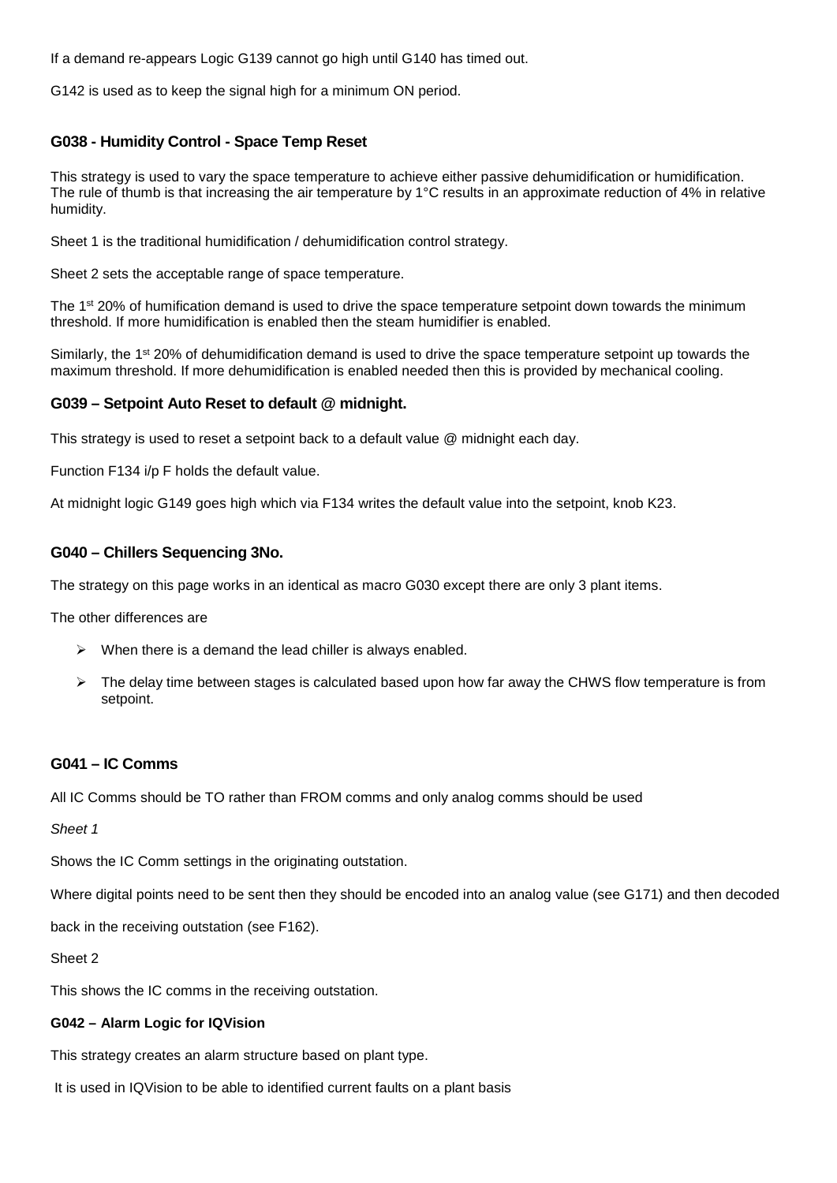If a demand re-appears Logic G139 cannot go high until G140 has timed out.

G142 is used as to keep the signal high for a minimum ON period.

### G038 - Humidity Control - Space Temp Reset

This strategy is used to vary the space temperature to achieve either passive dehumidification or humidification. The rule of thumb is that increasing the air temperature by 1°C results in an approximate reduction of 4% in relative humidity.

Sheet 1 is the traditional humidification / dehumidification control strategy.

Sheet 2 sets the acceptable range of space temperature.

The 1st 20% of humification demand is used to drive the space temperature setpoint down towards the minimum threshold. If more humidification is enabled then the steam humidifier is enabled.

Similarly, the 1st 20% of dehumidification demand is used to drive the space temperature setpoint up towards the maximum threshold. If more dehumidification is enabled needed then this is provided by mechanical cooling.

### G039 – Setpoint Auto Reset to default @ midnight.

This strategy is used to reset a setpoint back to a default value @ midnight each day.

Function F134 i/p F holds the default value.

At midnight logic G149 goes high which via F134 writes the default value into the setpoint, knob K23.

### G040 – Chillers Sequencing 3No.

The strategy on this page works in an identical as macro G030 except there are only 3 plant items.

The other differences are

- When there is a demand the lead chiller is always enabled.
- The delay time between stages is calculated based upon how far away the CHWS flow temperature is from setpoint.

### G041 – IC Comms

All IC Comms should be TO rather than FROM comms and only analog comms should be used

*Sheet 1*

Shows the IC Comm settings in the originating outstation.

Where digital points need to be sent then they should be encoded into an analog value (see G171) and then decoded

back in the receiving outstation (see F162).

Sheet 2

This shows the IC comms in the receiving outstation.

#### G042 – Alarm Logic for IQVision

This strategy creates an alarm structure based on plant type.

It is used in IQVision to be able to identified current faults on a plant basis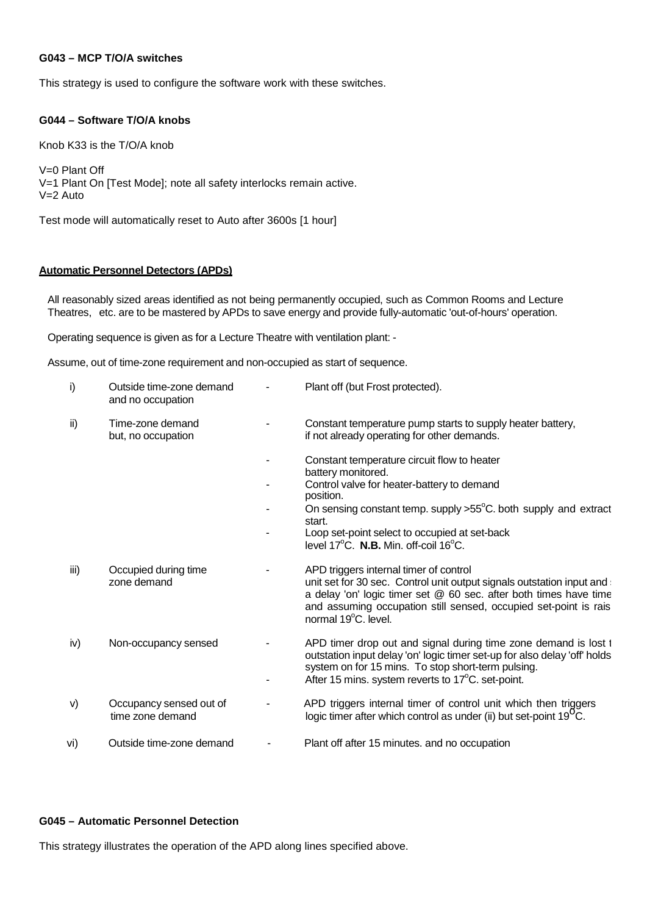**G043 – MCP T/O/A switches**

This strategy is used to configure the software work with these switches.

**G044 – Software T/O/A knobs**

Knob K33 is the T/O/A knob

V=0 Plant Off
V=1 Plant On [Test Mode]; note all safety interlocks remain active.
V=2 Auto

Test mode will automatically reset to Auto after 3600s [1 hour]

**Automatic Personnel Detectors (APDs)**

All reasonably sized areas identified as not being permanently occupied, such as Common Rooms and Lecture Theatres, etc. are to be mastered by APDs to save energy and provide fully-automatic 'out-of-hours' operation.

Operating sequence is given as for a Lecture Theatre with ventilation plant: -

Assume, out of time-zone requirement and non-occupied as start of sequence.

| | | | |
|---|---|---|---|
| i) | Outside time-zone demand and no occupation | - | Plant off (but Frost protected). |
| ii) | Time-zone demand but, no occupation | - | Constant temperature pump starts to supply heater battery, if not already operating for other demands. |
| | | - | Constant temperature circuit flow to heater battery monitored. |
| | | - | Control valve for heater-battery to demand position. |
| | | - | On sensing constant temp. supply >55°C. both supply and extract start. |
| | | - | Loop set-point select to occupied at set-back level 17°C. **N.B.** Min. off-coil 16°C. |
| iii) | Occupied during time zone demand | - | APD triggers internal timer of control unit set for 30 sec. Control unit output signals outstation input and a delay 'on' logic timer set @ 60 sec. after both times have time and assuming occupation still sensed, occupied set-point is rais normal 19°C. level. |
| iv) | Non-occupancy sensed | - | APD timer drop out and signal during time zone demand is lost t outstation input delay 'on' logic timer set-up for also delay 'off' holds system on for 15 mins. To stop short-term pulsing. |
| | | - | After 15 mins. system reverts to 17°C. set-point. |
| v) | Occupancy sensed out of time zone demand | - | APD triggers internal timer of control unit which then triggers logic timer after which control as under (ii) but set-point 19°C. |
| vi) | Outside time-zone demand | - | Plant off after 15 minutes. and no occupation |

**G045 – Automatic Personnel Detection**

This strategy illustrates the operation of the APD along lines specified above.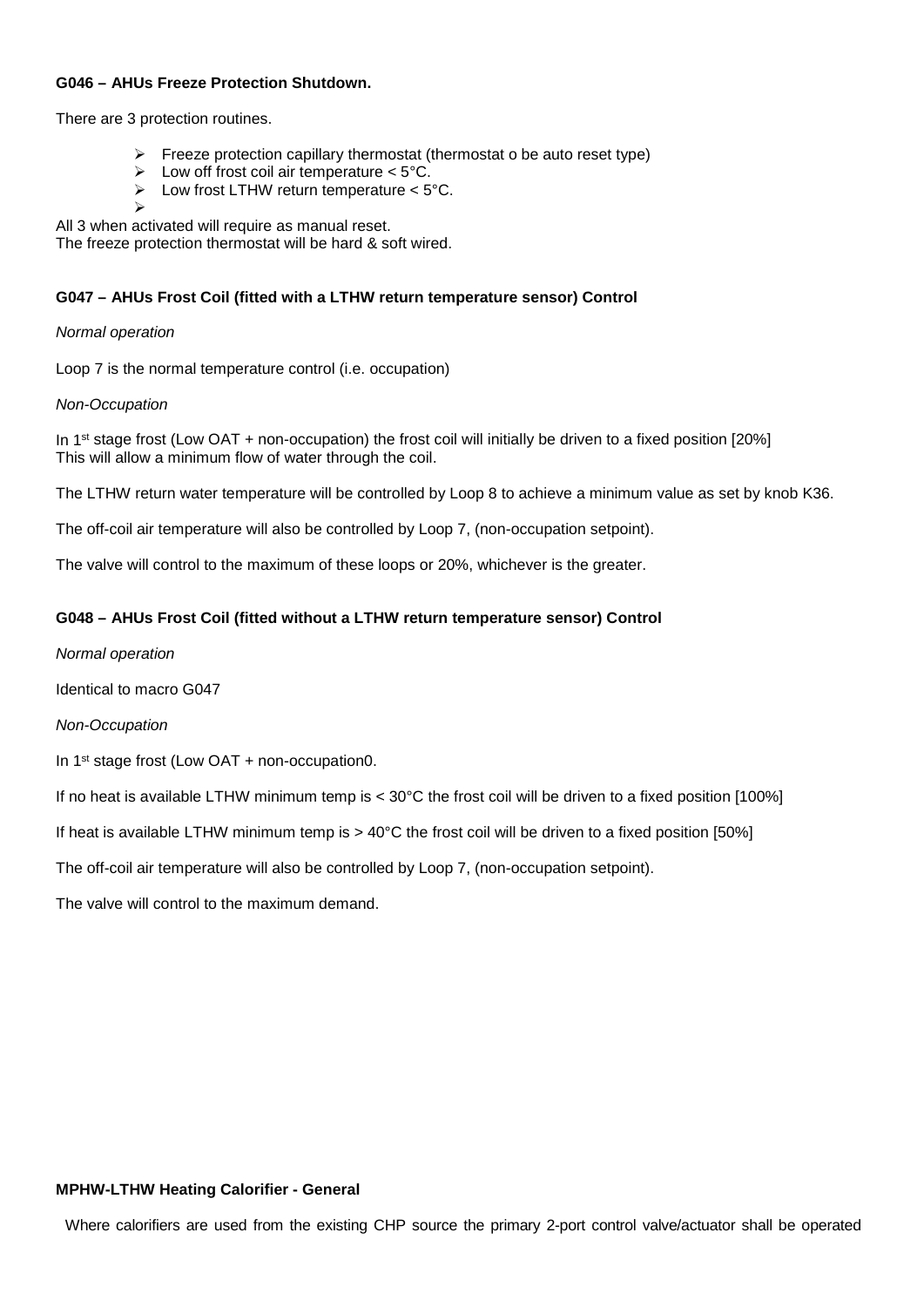**G046 – AHUs Freeze Protection Shutdown.**

There are 3 protection routines.

- Freeze protection capillary thermostat (thermostat o be auto reset type)
- Low off frost coil air temperature < 5°C.
- Low frost LTHW return temperature < 5°C.
- 

All 3 when activated will require as manual reset.
The freeze protection thermostat will be hard & soft wired.

**G047 – AHUs Frost Coil (fitted with a LTHW return temperature sensor) Control**

*Normal operation*

Loop 7 is the normal temperature control (i.e. occupation)

*Non-Occupation*

In 1st stage frost (Low OAT + non-occupation) the frost coil will initially be driven to a fixed position [20%]
This will allow a minimum flow of water through the coil.

The LTHW return water temperature will be controlled by Loop 8 to achieve a minimum value as set by knob K36.

The off-coil air temperature will also be controlled by Loop 7, (non-occupation setpoint).

The valve will control to the maximum of these loops or 20%, whichever is the greater.

**G048 – AHUs Frost Coil (fitted without a LTHW return temperature sensor) Control**

*Normal operation*

Identical to macro G047

*Non-Occupation*

In 1st stage frost (Low OAT + non-occupation0.

If no heat is available LTHW minimum temp is < 30°C the frost coil will be driven to a fixed position [100%]

If heat is available LTHW minimum temp is > 40°C the frost coil will be driven to a fixed position [50%]

The off-coil air temperature will also be controlled by Loop 7, (non-occupation setpoint).

The valve will control to the maximum demand.

**MPHW-LTHW Heating Calorifier - General**

Where calorifiers are used from the existing CHP source the primary 2-port control valve/actuator shall be operated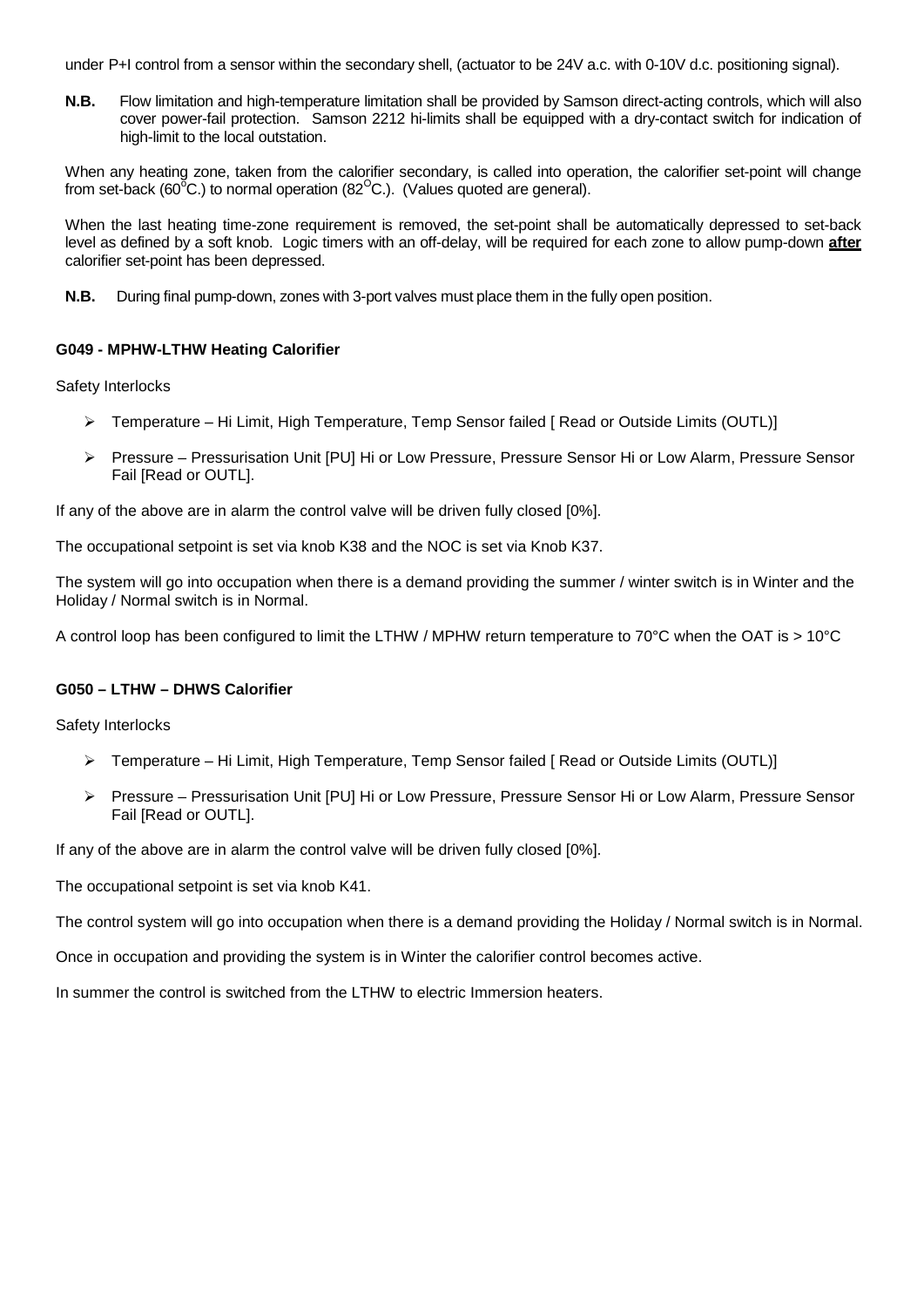under P+I control from a sensor within the secondary shell, (actuator to be 24V a.c. with 0-10V d.c. positioning signal).

**N.B.** Flow limitation and high-temperature limitation shall be provided by Samson direct-acting controls, which will also cover power-fail protection. Samson 2212 hi-limits shall be equipped with a dry-contact switch for indication of high-limit to the local outstation.

When any heating zone, taken from the calorifier secondary, is called into operation, the calorifier set-point will change from set-back (60$^{o}$C.) to normal operation (82$^{O}$C.). (Values quoted are general).

When the last heating time-zone requirement is removed, the set-point shall be automatically depressed to set-back level as defined by a soft knob. Logic timers with an off-delay, will be required for each zone to allow pump-down **after** calorifier set-point has been depressed.

**N.B.** During final pump-down, zones with 3-port valves must place them in the fully open position.

**G049 - MPHW-LTHW Heating Calorifier**

Safety Interlocks

- Temperature – Hi Limit, High Temperature, Temp Sensor failed [ Read or Outside Limits (OUTL)]
- Pressure – Pressurisation Unit [PU] Hi or Low Pressure, Pressure Sensor Hi or Low Alarm, Pressure Sensor Fail [Read or OUTL].

If any of the above are in alarm the control valve will be driven fully closed [0%].

The occupational setpoint is set via knob K38 and the NOC is set via Knob K37.

The system will go into occupation when there is a demand providing the summer / winter switch is in Winter and the Holiday / Normal switch is in Normal.

A control loop has been configured to limit the LTHW / MPHW return temperature to 70°C when the OAT is > 10°C

**G050 – LTHW – DHWS Calorifier**

Safety Interlocks

- Temperature – Hi Limit, High Temperature, Temp Sensor failed [ Read or Outside Limits (OUTL)]
- Pressure – Pressurisation Unit [PU] Hi or Low Pressure, Pressure Sensor Hi or Low Alarm, Pressure Sensor Fail [Read or OUTL].

If any of the above are in alarm the control valve will be driven fully closed [0%].

The occupational setpoint is set via knob K41.

The control system will go into occupation when there is a demand providing the Holiday / Normal switch is in Normal.

Once in occupation and providing the system is in Winter the calorifier control becomes active.

In summer the control is switched from the LTHW to electric Immersion heaters.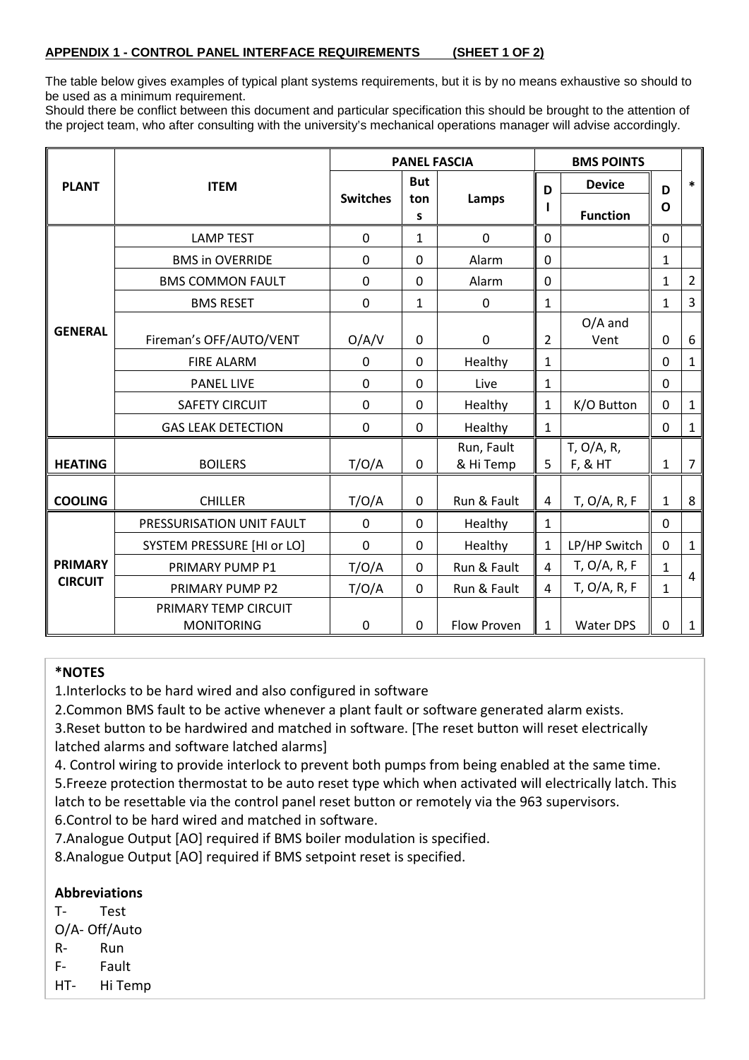**APPENDIX 1 - CONTROL PANEL INTERFACE REQUIREMENTS (SHEET 1 OF 2)**

The table below gives examples of typical plant systems requirements, but it is by no means exhaustive so should to be used as a minimum requirement.

Should there be conflict between this document and particular specification this should be brought to the attention of the project team, who after consulting with the university's mechanical operations manager will advise accordingly.

| PLANT | ITEM | PANEL FASCIA | | | BMS POINTS | | | * |
|---|---|---|---|---|---|---|---|---|
| | | Switches | Buttons | Lamps | DI | Device Function | DO | |
| GENERAL | LAMP TEST | 0 | 1 | 0 | 0 | | 0 | |
| | BMS in OVERRIDE | 0 | 0 | Alarm | 0 | | 1 | |
| | BMS COMMON FAULT | 0 | 0 | Alarm | 0 | | 1 | 2 |
| | BMS RESET | 0 | 1 | 0 | 1 | | 1 | 3 |
| | Fireman's OFF/AUTO/VENT | O/A/V | 0 | 0 | 2 | O/A and Vent | 0 | 6 |
| | FIRE ALARM | 0 | 0 | Healthy | 1 | | 0 | 1 |
| | PANEL LIVE | 0 | 0 | Live | 1 | | 0 | |
| | SAFETY CIRCUIT | 0 | 0 | Healthy | 1 | K/O Button | 0 | 1 |
| | GAS LEAK DETECTION | 0 | 0 | Healthy | 1 | | 0 | 1 |
| HEATING | BOILERS | T/O/A | 0 | Run, Fault & Hi Temp | 5 | T, O/A, R, F, & HT | 1 | 7 |
| COOLING | CHILLER | T/O/A | 0 | Run & Fault | 4 | T, O/A, R, F | 1 | 8 |
| PRIMARY CIRCUIT | PRESSURISATION UNIT FAULT | 0 | 0 | Healthy | 1 | | 0 | |
| | SYSTEM PRESSURE [HI or LO] | 0 | 0 | Healthy | 1 | LP/HP Switch | 0 | 1 |
| | PRIMARY PUMP P1 | T/O/A | 0 | Run & Fault | 4 | T, O/A, R, F | 1 | 4 |
| | PRIMARY PUMP P2 | T/O/A | 0 | Run & Fault | 4 | T, O/A, R, F | 1 | |
| | PRIMARY TEMP CIRCUIT MONITORING | 0 | 0 | Flow Proven | 1 | Water DPS | 0 | 1 |

**\*NOTES**

1. Interlocks to be hard wired and also configured in software
2. Common BMS fault to be active whenever a plant fault or software generated alarm exists.
3. Reset button to be hardwired and matched in software. [The reset button will reset electrically latched alarms and software latched alarms]
4. Control wiring to provide interlock to prevent both pumps from being enabled at the same time.
5. Freeze protection thermostat to be auto reset type which when activated will electrically latch. This latch to be resettable via the control panel reset button or remotely via the 963 supervisors.
6. Control to be hard wired and matched in software.
7. Analogue Output [AO] required if BMS boiler modulation is specified.
8. Analogue Output [AO] required if BMS setpoint reset is specified.

**Abbreviations**

T- Test
O/A- Off/Auto
R- Run
F- Fault
HT- Hi Temp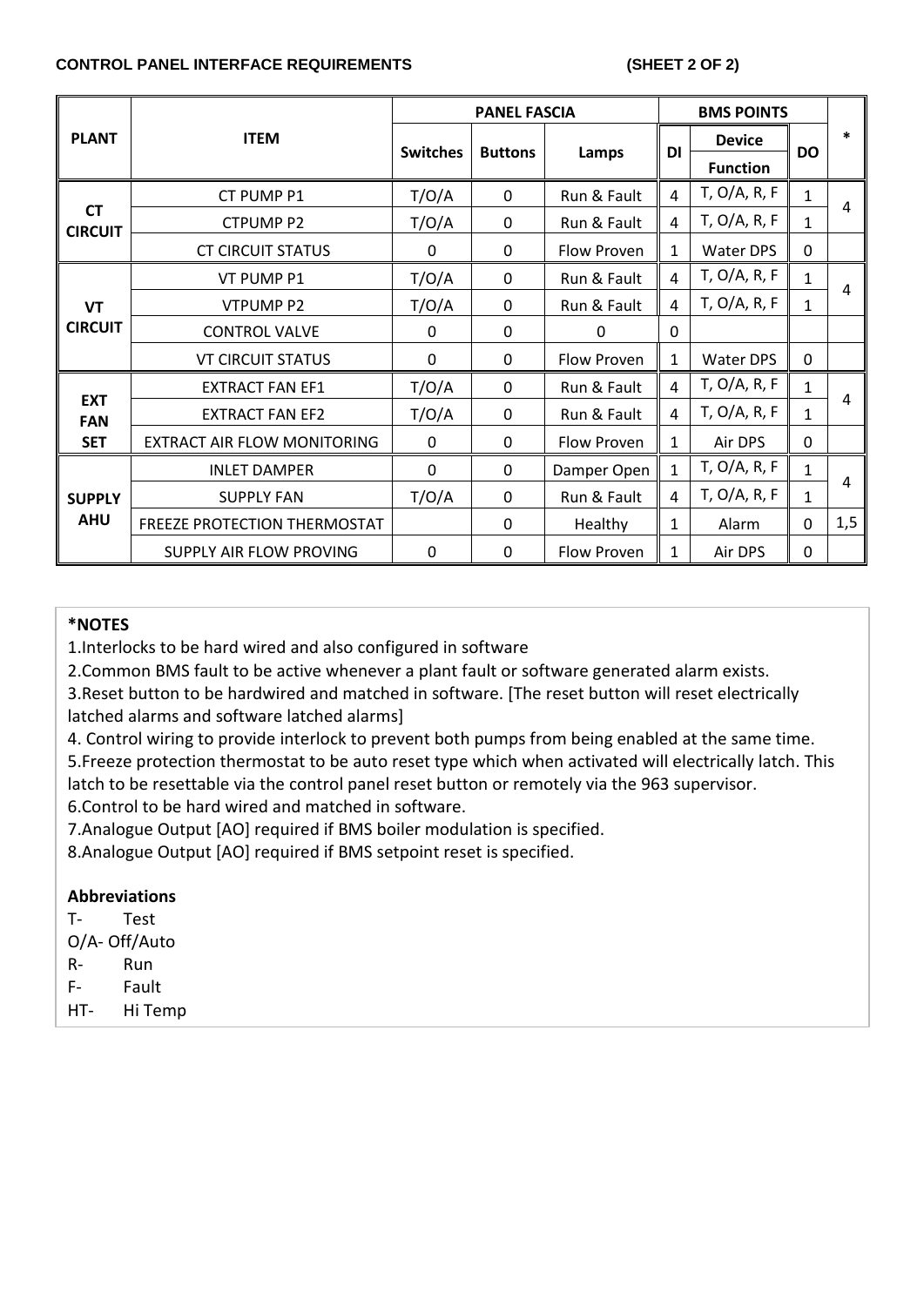**CONTROL PANEL INTERFACE REQUIREMENTS** **(SHEET 2 OF 2)**

| PLANT | ITEM | PANEL FASCIA | | | BMS POINTS | | | * |
|---|---|---|---|---|---|---|---|---|
| | | Switches | Buttons | Lamps | DI | Device Function | DO | |
| CT CIRCUIT | CT PUMP P1 | T/O/A | 0 | Run & Fault | 4 | T, O/A, R, F | 1 | 4 |
| | CTPUMP P2 | T/O/A | 0 | Run & Fault | 4 | T, O/A, R, F | 1 | |
| | CT CIRCUIT STATUS | 0 | 0 | Flow Proven | 1 | Water DPS | 0 | |
| VT CIRCUIT | VT PUMP P1 | T/O/A | 0 | Run & Fault | 4 | T, O/A, R, F | 1 | 4 |
| | VTPUMP P2 | T/O/A | 0 | Run & Fault | 4 | T, O/A, R, F | 1 | |
| | CONTROL VALVE | 0 | 0 | 0 | 0 | | | |
| | VT CIRCUIT STATUS | 0 | 0 | Flow Proven | 1 | Water DPS | 0 | |
| EXT FAN SET | EXTRACT FAN EF1 | T/O/A | 0 | Run & Fault | 4 | T, O/A, R, F | 1 | 4 |
| | EXTRACT FAN EF2 | T/O/A | 0 | Run & Fault | 4 | T, O/A, R, F | 1 | |
| | EXTRACT AIR FLOW MONITORING | 0 | 0 | Flow Proven | 1 | Air DPS | 0 | |
| SUPPLY AHU | INLET DAMPER | 0 | 0 | Damper Open | 1 | T, O/A, R, F | 1 | 4 |
| | SUPPLY FAN | T/O/A | 0 | Run & Fault | 4 | T, O/A, R, F | 1 | |
| | FREEZE PROTECTION THERMOSTAT | | 0 | Healthy | 1 | Alarm | 0 | 1,5 |
| | SUPPLY AIR FLOW PROVING | 0 | 0 | Flow Proven | 1 | Air DPS | 0 | |

**\*NOTES**

1. Interlocks to be hard wired and also configured in software
2. Common BMS fault to be active whenever a plant fault or software generated alarm exists.
3. Reset button to be hardwired and matched in software. [The reset button will reset electrically latched alarms and software latched alarms]
4. Control wiring to provide interlock to prevent both pumps from being enabled at the same time.
5. Freeze protection thermostat to be auto reset type which when activated will electrically latch. This latch to be resettable via the control panel reset button or remotely via the 963 supervisor.
6. Control to be hard wired and matched in software.
7. Analogue Output [AO] required if BMS boiler modulation is specified.
8. Analogue Output [AO] required if BMS setpoint reset is specified.

**Abbreviations**

T- Test
O/A- Off/Auto
R- Run
F- Fault
HT- Hi Temp